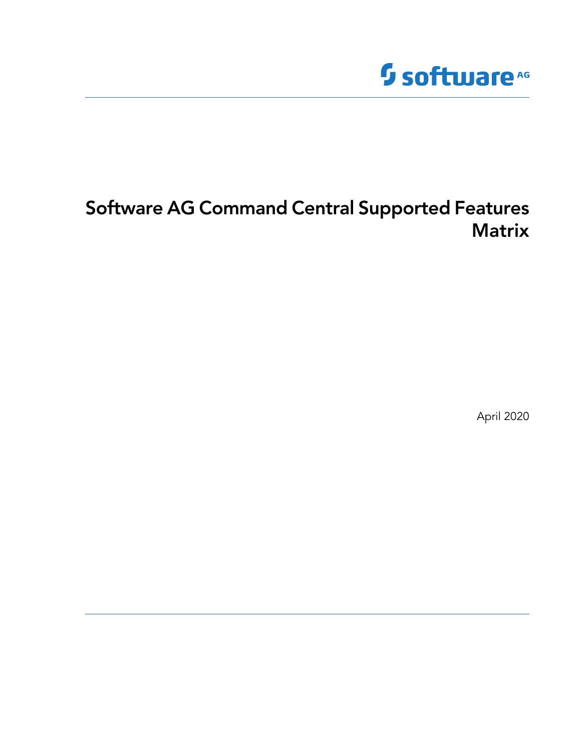software AG

# Software AG Command Central Supported Features Matrix

April 2020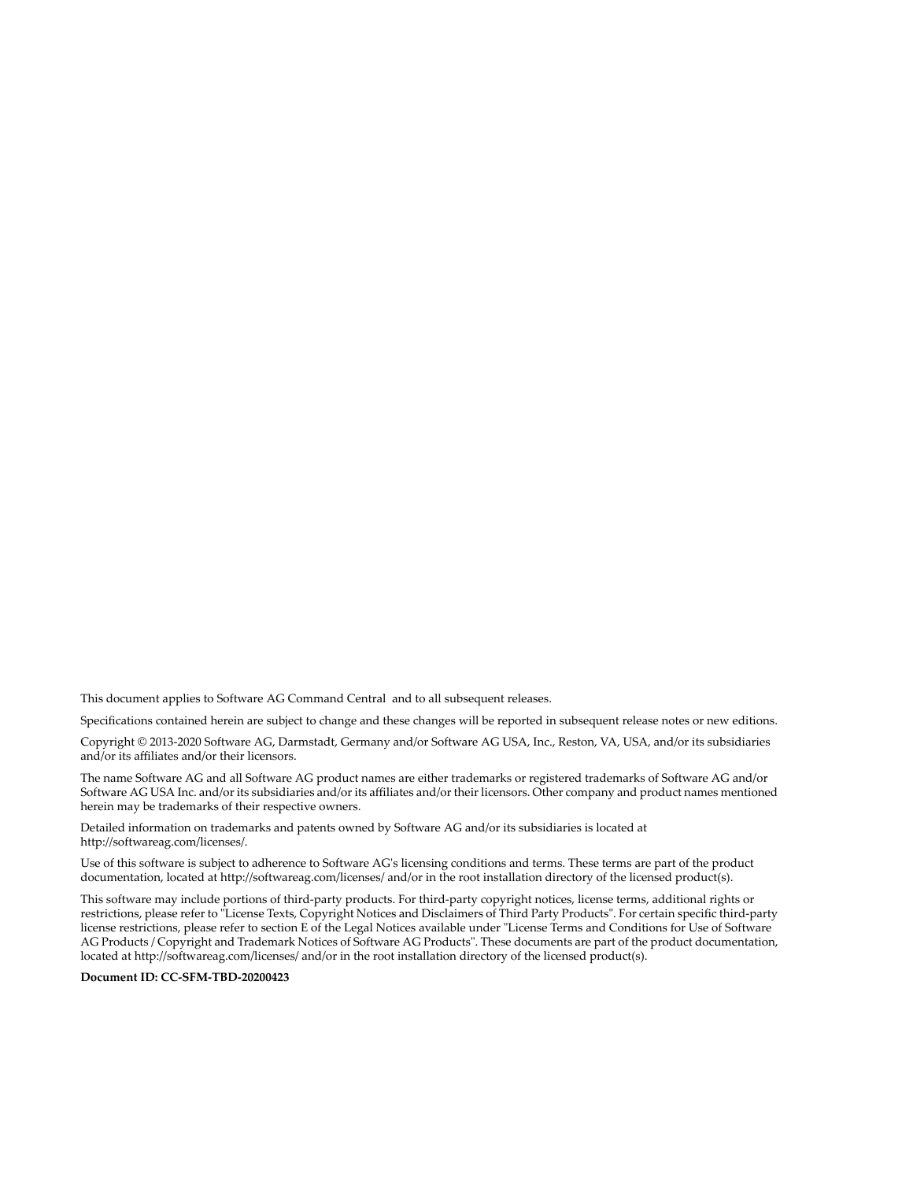This document applies to Software AG Command Central and to all subsequent releases.

Specifications contained herein are subject to change and these changes will be reported in subsequent release notes or new editions.

Copyright © 2013-2020 Software AG, Darmstadt, Germany and/or Software AG USA, Inc., Reston, VA, USA, and/or its subsidiaries and/or its affiliates and/or their licensors.

The name Software AG and all Software AG product names are either trademarks or registered trademarks of Software AG and/or Software AG USA Inc. and/or its subsidiaries and/or its affiliates and/or their licensors. Other company and product names mentioned herein may be trademarks of their respective owners.

Detailed information on trademarks and patents owned by Software AG and/or its subsidiaries is located at http://softwareag.com/licenses/.

Use of this software is subject to adherence to Software AG's licensing conditions and terms. These terms are part of the product documentation, located at http://softwareag.com/licenses/ and/or in the root installation directory of the licensed product(s).

This software may include portions of third-party products. For third-party copyright notices, license terms, additional rights or restrictions, please refer to "License Texts, Copyright Notices and Disclaimers of Third Party Products". For certain specific third-party license restrictions, please refer to section E of the Legal Notices available under "License Terms and Conditions for Use of Software AG Products / Copyright and Trademark Notices of Software AG Products". These documents are part of the product documentation, located at http://softwareag.com/licenses/ and/or in the root installation directory of the licensed product(s).

**Document ID: CC-SFM-TBD-20200423**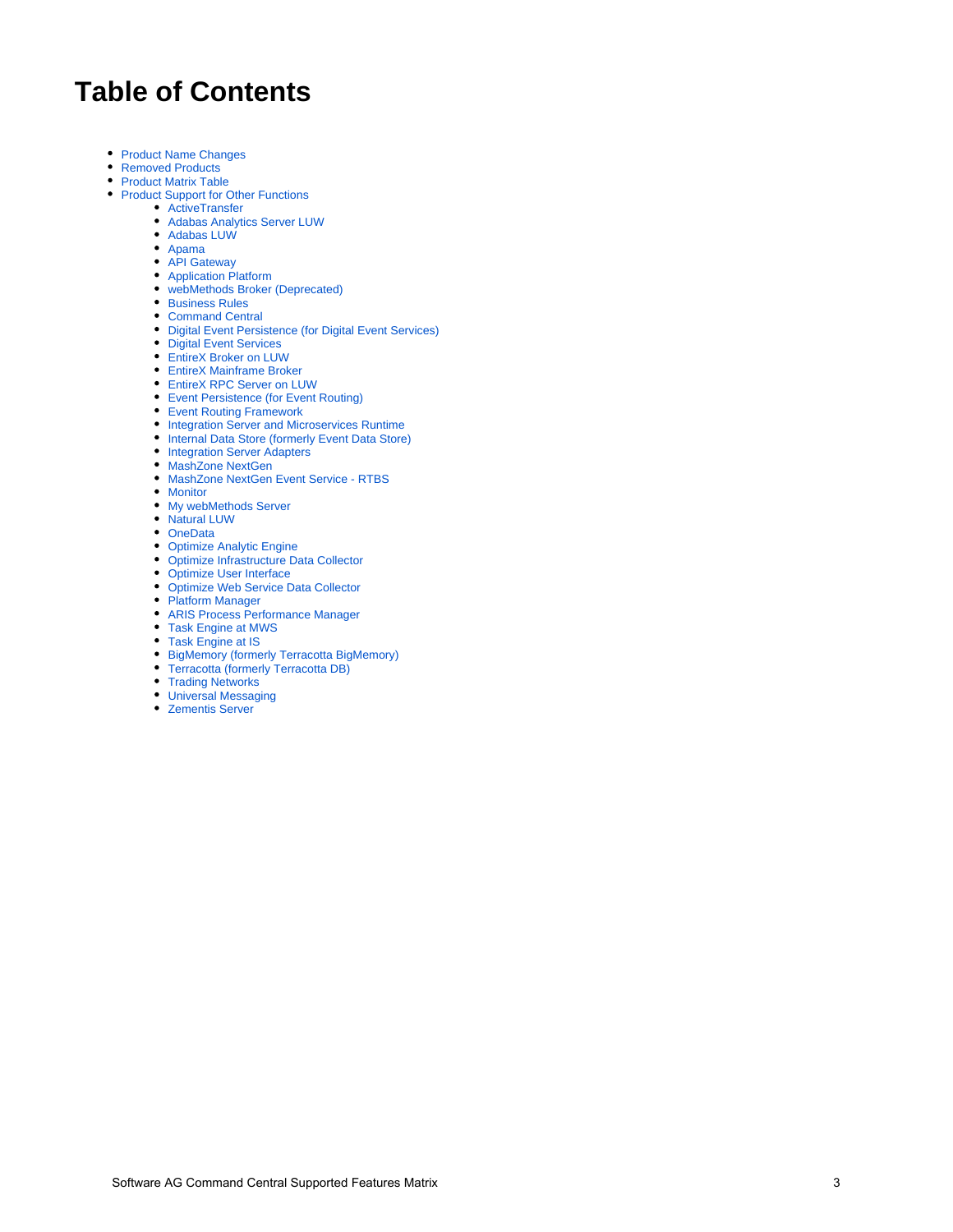# Table of Contents

- Product Name Changes
- Removed Products
- Product Matrix Table
- Product Support for Other Functions
  - ActiveTransfer
  - Adabas Analytics Server LUW
  - Adabas LUW
  - Apama
  - API Gateway
  - Application Platform
  - webMethods Broker (Deprecated)
  - Business Rules
  - Command Central
  - Digital Event Persistence (for Digital Event Services)
  - Digital Event Services
  - EntireX Broker on LUW
  - EntireX Mainframe Broker
  - EntireX RPC Server on LUW
  - Event Persistence (for Event Routing)
  - Event Routing Framework
  - Integration Server and Microservices Runtime
  - Internal Data Store (formerly Event Data Store)
  - Integration Server Adapters
  - MashZone NextGen
  - MashZone NextGen Event Service - RTBS
  - Monitor
  - My webMethods Server
  - Natural LUW
  - OneData
  - Optimize Analytic Engine
  - Optimize Infrastructure Data Collector
  - Optimize User Interface
  - Optimize Web Service Data Collector
  - Platform Manager
  - ARIS Process Performance Manager
  - Task Engine at MWS
  - Task Engine at IS
  - BigMemory (formerly Terracotta BigMemory)
  - Terracotta (formerly Terracotta DB)
  - Trading Networks
  - Universal Messaging
  - Zementis Server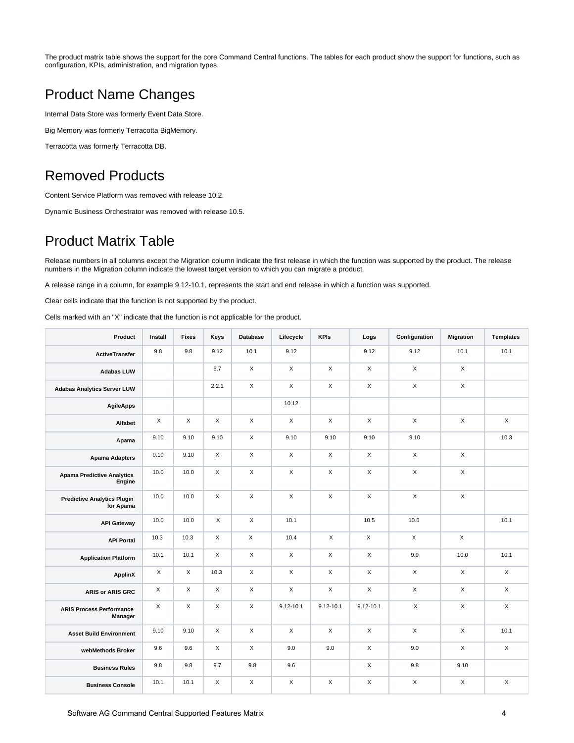The product matrix table shows the support for the core Command Central functions. The tables for each product show the support for functions, such as configuration, KPIs, administration, and migration types.

## Product Name Changes

Internal Data Store was formerly Event Data Store.

Big Memory was formerly Terracotta BigMemory.

Terracotta was formerly Terracotta DB.

## Removed Products

Content Service Platform was removed with release 10.2.

Dynamic Business Orchestrator was removed with release 10.5.

## Product Matrix Table

Release numbers in all columns except the Migration column indicate the first release in which the function was supported by the product. The release numbers in the Migration column indicate the lowest target version to which you can migrate a product.

A release range in a column, for example 9.12-10.1, represents the start and end release in which a function was supported.

Clear cells indicate that the function is not supported by the product.

Cells marked with an "X" indicate that the function is not applicable for the product.

| Product | Install | Fixes | Keys | Database | Lifecycle | KPIs | Logs | Configuration | Migration | Templates |
|---|---|---|---|---|---|---|---|---|---|---|
| **ActiveTransfer** | 9.8 | 9.8 | 9.12 | 10.1 | 9.12 | | 9.12 | 9.12 | 10.1 | 10.1 |
| **Adabas LUW** | | | 6.7 | X | X | X | X | X | X | |
| **Adabas Analytics Server LUW** | | | 2.2.1 | X | X | X | X | X | X | |
| **AgileApps** | | | | | 10.12 | | | | | |
| **Alfabet** | X | X | X | X | X | X | X | X | X | X |
| **Apama** | 9.10 | 9.10 | 9.10 | X | 9.10 | 9.10 | 9.10 | 9.10 | | 10.3 |
| **Apama Adapters** | 9.10 | 9.10 | X | X | X | X | X | X | X | |
| **Apama Predictive Analytics Engine** | 10.0 | 10.0 | X | X | X | X | X | X | X | |
| **Predictive Analytics Plugin for Apama** | 10.0 | 10.0 | X | X | X | X | X | X | X | |
| **API Gateway** | 10.0 | 10.0 | X | X | 10.1 | | 10.5 | 10.5 | | 10.1 |
| **API Portal** | 10.3 | 10.3 | X | X | 10.4 | X | X | X | X | |
| **Application Platform** | 10.1 | 10.1 | X | X | X | X | X | 9.9 | 10.0 | 10.1 |
| **ApplinX** | X | X | 10.3 | X | X | X | X | X | X | X |
| **ARIS or ARIS GRC** | X | X | X | X | X | X | X | X | X | X |
| **ARIS Process Performance Manager** | X | X | X | X | 9.12-10.1 | 9.12-10.1 | 9.12-10.1 | X | X | X |
| **Asset Build Environment** | 9.10 | 9.10 | X | X | X | X | X | X | X | 10.1 |
| **webMethods Broker** | 9.6 | 9.6 | X | X | 9.0 | 9.0 | X | 9.0 | X | X |
| **Business Rules** | 9.8 | 9.8 | 9.7 | 9.8 | 9.6 | | X | 9.8 | 9.10 | |
| **Business Console** | 10.1 | 10.1 | X | X | X | X | X | X | X | X |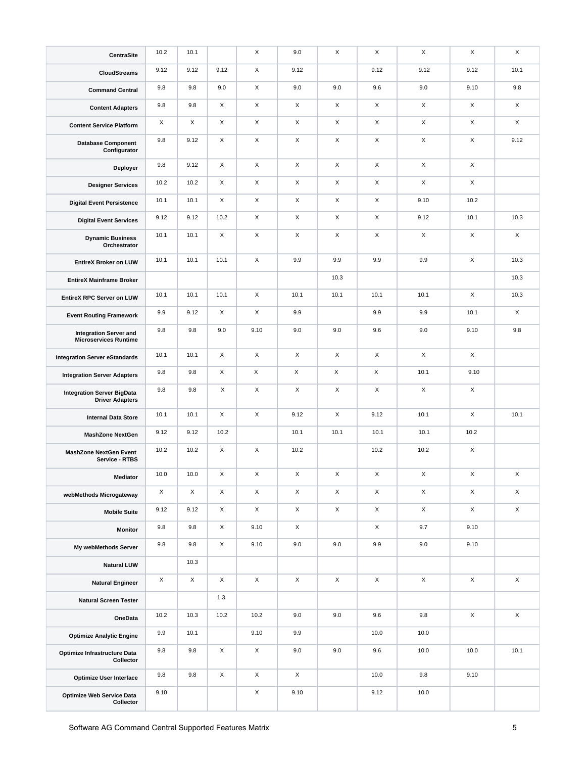| | | | | | | | | | | |
|---|---|---|---|---|---|---|---|---|---|---|
| **CentraSite** | 10.2 | 10.1 | | X | 9.0 | X | X | X | X | X |
| **CloudStreams** | 9.12 | 9.12 | 9.12 | X | 9.12 | | 9.12 | 9.12 | 9.12 | 10.1 |
| **Command Central** | 9.8 | 9.8 | 9.0 | X | 9.0 | 9.0 | 9.6 | 9.0 | 9.10 | 9.8 |
| **Content Adapters** | 9.8 | 9.8 | X | X | X | X | X | X | X | X |
| **Content Service Platform** | X | X | X | X | X | X | X | X | X | X |
| **Database Component Configurator** | 9.8 | 9.12 | X | X | X | X | X | X | X | 9.12 |
| **Deployer** | 9.8 | 9.12 | X | X | X | X | X | X | X | |
| **Designer Services** | 10.2 | 10.2 | X | X | X | X | X | X | X | |
| **Digital Event Persistence** | 10.1 | 10.1 | X | X | X | X | X | 9.10 | 10.2 | |
| **Digital Event Services** | 9.12 | 9.12 | 10.2 | X | X | X | X | 9.12 | 10.1 | 10.3 |
| **Dynamic Business Orchestrator** | 10.1 | 10.1 | X | X | X | X | X | X | X | X |
| **EntireX Broker on LUW** | 10.1 | 10.1 | 10.1 | X | 9.9 | 9.9 | 9.9 | 9.9 | X | 10.3 |
| **EntireX Mainframe Broker** | | | | | | 10.3 | | | | 10.3 |
| **EntireX RPC Server on LUW** | 10.1 | 10.1 | 10.1 | X | 10.1 | 10.1 | 10.1 | 10.1 | X | 10.3 |
| **Event Routing Framework** | 9.9 | 9.12 | X | X | 9.9 | | 9.9 | 9.9 | 10.1 | X |
| **Integration Server and Microservices Runtime** | 9.8 | 9.8 | 9.0 | 9.10 | 9.0 | 9.0 | 9.6 | 9.0 | 9.10 | 9.8 |
| **Integration Server eStandards** | 10.1 | 10.1 | X | X | X | X | X | X | X | |
| **Integration Server Adapters** | 9.8 | 9.8 | X | X | X | X | X | 10.1 | 9.10 | |
| **Integration Server BigData Driver Adapters** | 9.8 | 9.8 | X | X | X | X | X | X | X | |
| **Internal Data Store** | 10.1 | 10.1 | X | X | 9.12 | X | 9.12 | 10.1 | X | 10.1 |
| **MashZone NextGen** | 9.12 | 9.12 | 10.2 | | 10.1 | 10.1 | 10.1 | 10.1 | 10.2 | |
| **MashZone NextGen Event Service - RTBS** | 10.2 | 10.2 | X | X | 10.2 | | 10.2 | 10.2 | X | |
| **Mediator** | 10.0 | 10.0 | X | X | X | X | X | X | X | X |
| **webMethods Microgateway** | X | X | X | X | X | X | X | X | X | X |
| **Mobile Suite** | 9.12 | 9.12 | X | X | X | X | X | X | X | X |
| **Monitor** | 9.8 | 9.8 | X | 9.10 | X | | X | 9.7 | 9.10 | |
| **My webMethods Server** | 9.8 | 9.8 | X | 9.10 | 9.0 | 9.0 | 9.9 | 9.0 | 9.10 | |
| **Natural LUW** | | 10.3 | | | | | | | | |
| **Natural Engineer** | X | X | X | X | X | X | X | X | X | X |
| **Natural Screen Tester** | | | 1.3 | | | | | | | |
| **OneData** | 10.2 | 10.3 | 10.2 | 10.2 | 9.0 | 9.0 | 9.6 | 9.8 | X | X |
| **Optimize Analytic Engine** | 9.9 | 10.1 | | 9.10 | 9.9 | | 10.0 | 10.0 | | |
| **Optimize Infrastructure Data Collector** | 9.8 | 9.8 | X | X | 9.0 | 9.0 | 9.6 | 10.0 | 10.0 | 10.1 |
| **Optimize User Interface** | 9.8 | 9.8 | X | X | X | | 10.0 | 9.8 | 9.10 | |
| **Optimize Web Service Data Collector** | 9.10 | | | X | 9.10 | | 9.12 | 10.0 | | |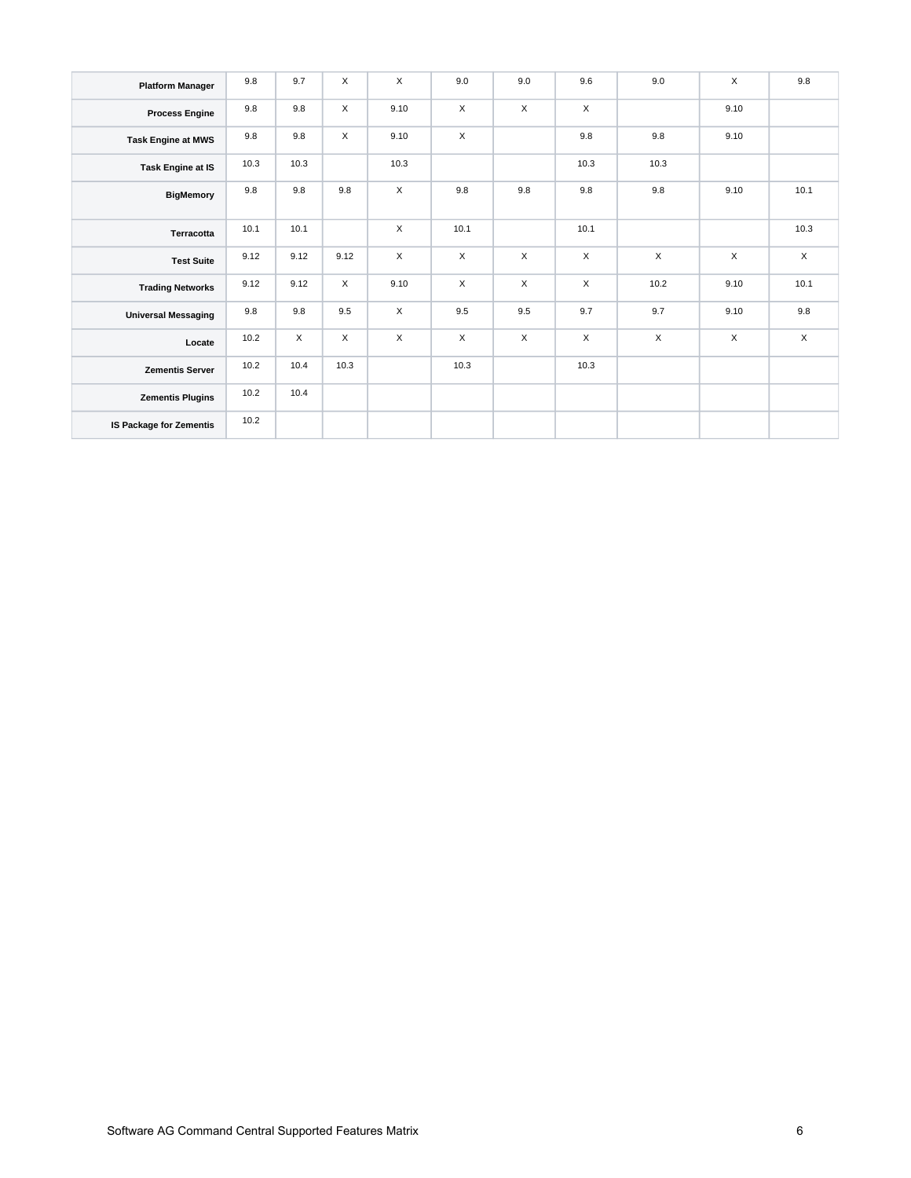| | | | | | | | | | | |
|---|---|---|---|---|---|---|---|---|---|---|
| **Platform Manager** | 9.8 | 9.7 | X | X | 9.0 | 9.0 | 9.6 | 9.0 | X | 9.8 |
| **Process Engine** | 9.8 | 9.8 | X | 9.10 | X | X | X | | 9.10 | |
| **Task Engine at MWS** | 9.8 | 9.8 | X | 9.10 | X | | 9.8 | 9.8 | 9.10 | |
| **Task Engine at IS** | 10.3 | 10.3 | | 10.3 | | | 10.3 | 10.3 | | |
| **BigMemory** | 9.8 | 9.8 | 9.8 | X | 9.8 | 9.8 | 9.8 | 9.8 | 9.10 | 10.1 |
| **Terracotta** | 10.1 | 10.1 | | X | 10.1 | | 10.1 | | | 10.3 |
| **Test Suite** | 9.12 | 9.12 | 9.12 | X | X | X | X | X | X | X |
| **Trading Networks** | 9.12 | 9.12 | X | 9.10 | X | X | X | 10.2 | 9.10 | 10.1 |
| **Universal Messaging** | 9.8 | 9.8 | 9.5 | X | 9.5 | 9.5 | 9.7 | 9.7 | 9.10 | 9.8 |
| **Locate** | 10.2 | X | X | X | X | X | X | X | X | X |
| **Zementis Server** | 10.2 | 10.4 | 10.3 | | 10.3 | | 10.3 | | | |
| **Zementis Plugins** | 10.2 | 10.4 | | | | | | | | |
| **IS Package for Zementis** | 10.2 | | | | | | | | | |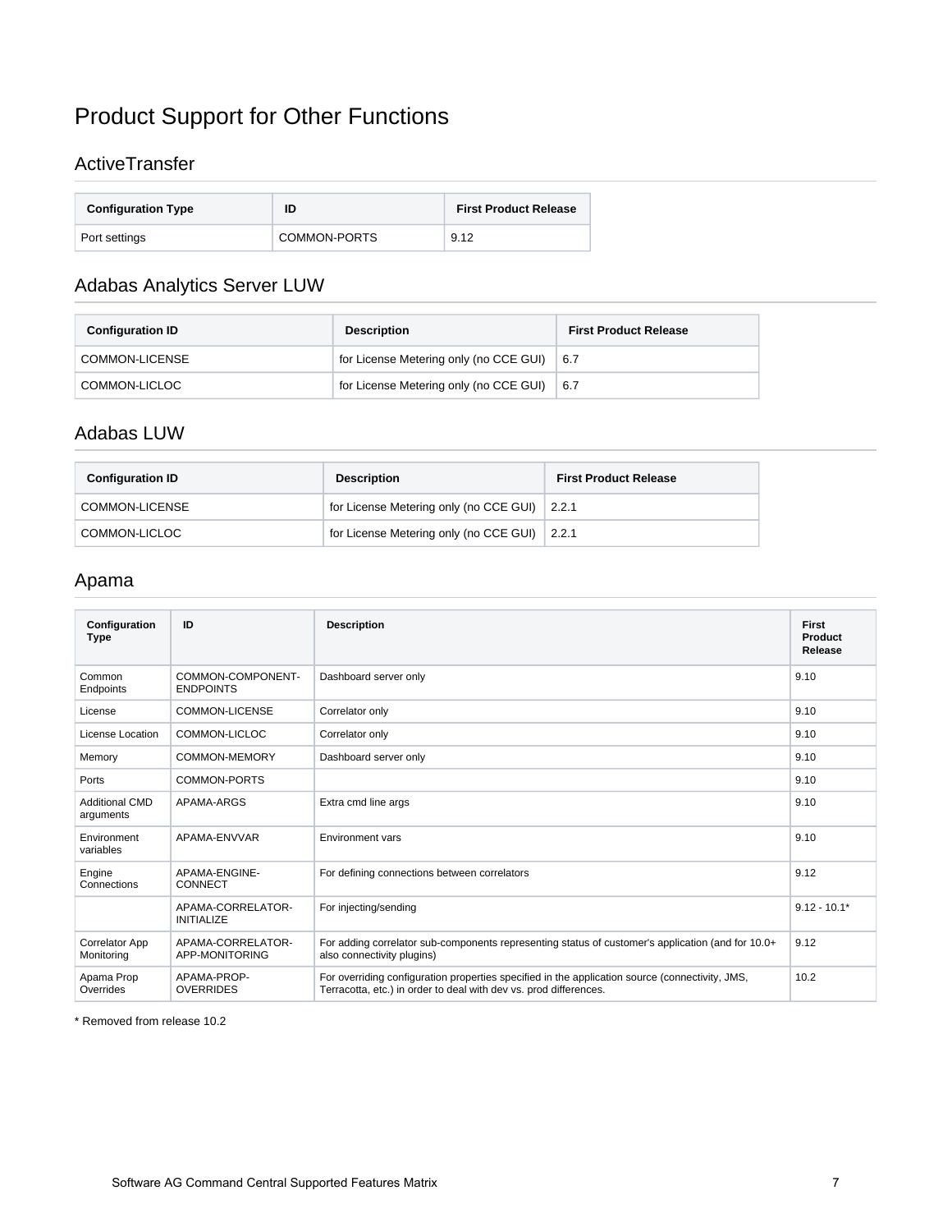# Product Support for Other Functions

## ActiveTransfer

| Configuration Type | ID | First Product Release |
|---|---|---|
| Port settings | COMMON-PORTS | 9.12 |

## Adabas Analytics Server LUW

| Configuration ID | Description | First Product Release |
|---|---|---|
| COMMON-LICENSE | for License Metering only (no CCE GUI) | 6.7 |
| COMMON-LICLOC | for License Metering only (no CCE GUI) | 6.7 |

## Adabas LUW

| Configuration ID | Description | First Product Release |
|---|---|---|
| COMMON-LICENSE | for License Metering only (no CCE GUI) | 2.2.1 |
| COMMON-LICLOC | for License Metering only (no CCE GUI) | 2.2.1 |

## Apama

| Configuration Type | ID | Description | First Product Release |
|---|---|---|---|
| Common Endpoints | COMMON-COMPONENT-ENDPOINTS | Dashboard server only | 9.10 |
| License | COMMON-LICENSE | Correlator only | 9.10 |
| License Location | COMMON-LICLOC | Correlator only | 9.10 |
| Memory | COMMON-MEMORY | Dashboard server only | 9.10 |
| Ports | COMMON-PORTS | | 9.10 |
| Additional CMD arguments | APAMA-ARGS | Extra cmd line args | 9.10 |
| Environment variables | APAMA-ENVVAR | Environment vars | 9.10 |
| Engine Connections | APAMA-ENGINE-CONNECT | For defining connections between correlators | 9.12 |
| | APAMA-CORRELATOR-INITIALIZE | For injecting/sending | 9.12 - 10.1* |
| Correlator App Monitoring | APAMA-CORRELATOR-APP-MONITORING | For adding correlator sub-components representing status of customer's application (and for 10.0+ also connectivity plugins) | 9.12 |
| Apama Prop Overrides | APAMA-PROP-OVERRIDES | For overriding configuration properties specified in the application source (connectivity, JMS, Terracotta, etc.) in order to deal with dev vs. prod differences. | 10.2 |

* Removed from release 10.2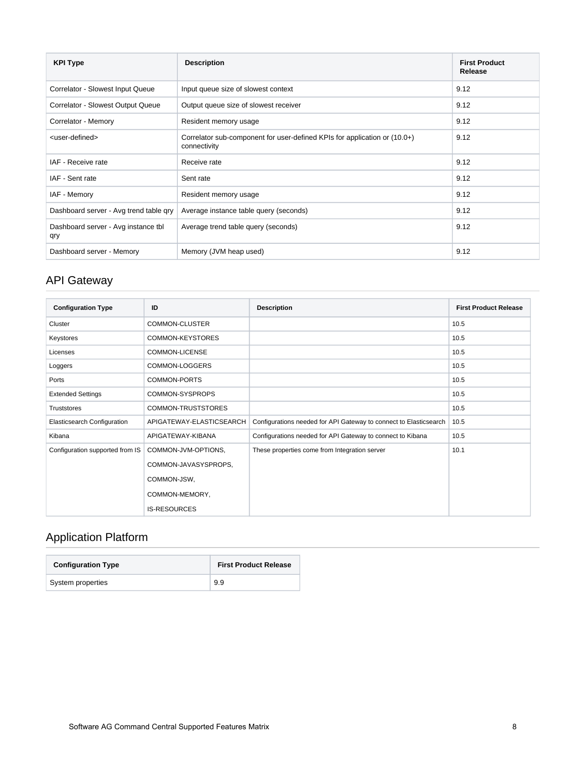| KPI Type | Description | First Product Release |
| --- | --- | --- |
| Correlator - Slowest Input Queue | Input queue size of slowest context | 9.12 |
| Correlator - Slowest Output Queue | Output queue size of slowest receiver | 9.12 |
| Correlator - Memory | Resident memory usage | 9.12 |
| <user-defined> | Correlator sub-component for user-defined KPIs for application or (10.0+) connectivity | 9.12 |
| IAF - Receive rate | Receive rate | 9.12 |
| IAF - Sent rate | Sent rate | 9.12 |
| IAF - Memory | Resident memory usage | 9.12 |
| Dashboard server - Avg trend table qry | Average instance table query (seconds) | 9.12 |
| Dashboard server - Avg instance tbl qry | Average trend table query (seconds) | 9.12 |
| Dashboard server - Memory | Memory (JVM heap used) | 9.12 |

## API Gateway

| Configuration Type | ID | Description | First Product Release |
| --- | --- | --- | --- |
| Cluster | COMMON-CLUSTER | | 10.5 |
| Keystores | COMMON-KEYSTORES | | 10.5 |
| Licenses | COMMON-LICENSE | | 10.5 |
| Loggers | COMMON-LOGGERS | | 10.5 |
| Ports | COMMON-PORTS | | 10.5 |
| Extended Settings | COMMON-SYSPROPS | | 10.5 |
| Truststores | COMMON-TRUSTSTORES | | 10.5 |
| Elasticsearch Configuration | APIGATEWAY-ELASTICSEARCH | Configurations needed for API Gateway to connect to Elasticsearch | 10.5 |
| Kibana | APIGATEWAY-KIBANA | Configurations needed for API Gateway to connect to Kibana | 10.5 |
| Configuration supported from IS | COMMON-JVM-OPTIONS, COMMON-JAVASYSPROPS, COMMON-JSW, COMMON-MEMORY, IS-RESOURCES | These properties come from Integration server | 10.1 |

## Application Platform

| Configuration Type | First Product Release |
| --- | --- |
| System properties | 9.9 |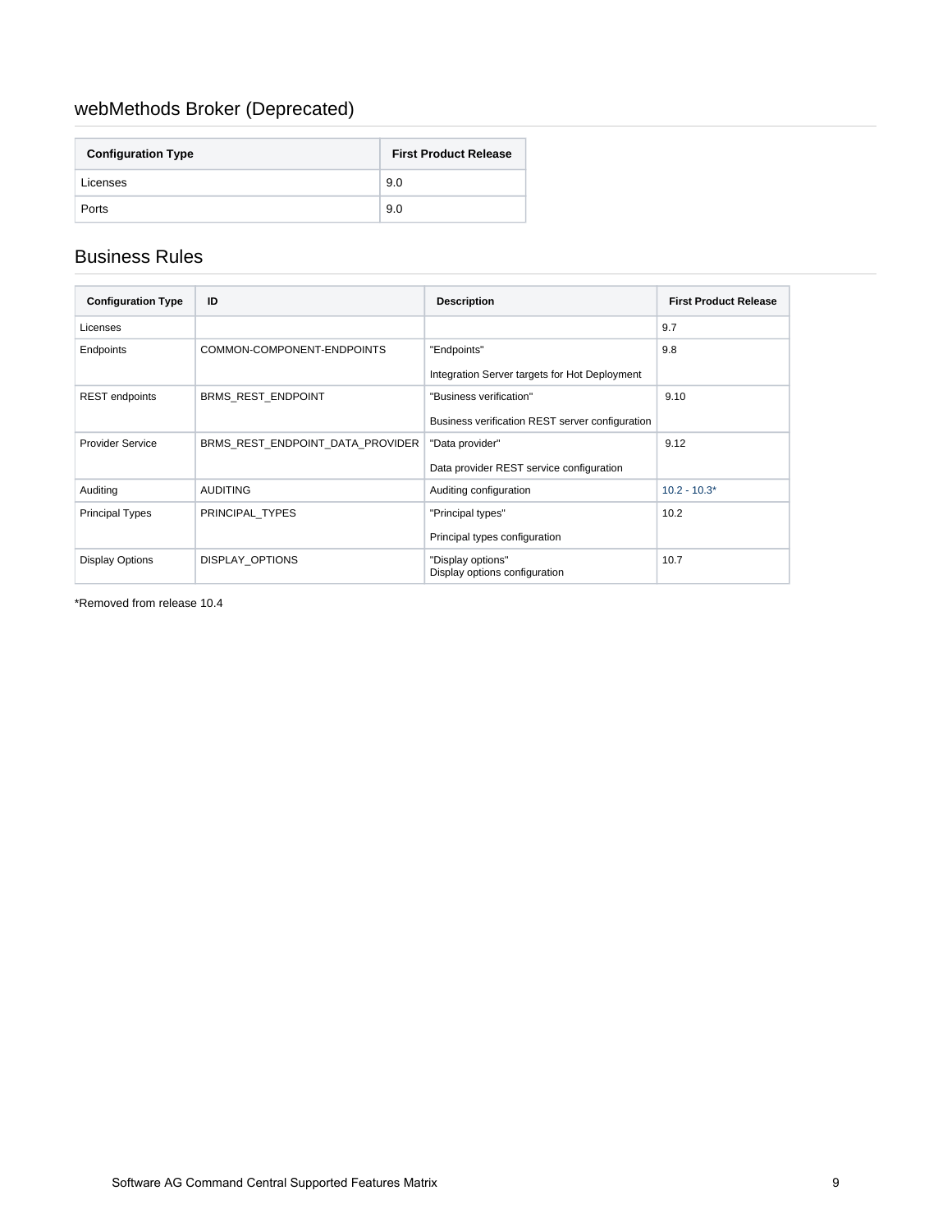## webMethods Broker (Deprecated)

| Configuration Type | First Product Release |
|---|---|
| Licenses | 9.0 |
| Ports | 9.0 |

## Business Rules

| Configuration Type | ID | Description | First Product Release |
|---|---|---|---|
| Licenses | | | 9.7 |
| Endpoints | COMMON-COMPONENT-ENDPOINTS | "Endpoints"<br><br>Integration Server targets for Hot Deployment | 9.8 |
| REST endpoints | BRMS_REST_ENDPOINT | "Business verification"<br><br>Business verification REST server configuration | 9.10 |
| Provider Service | BRMS_REST_ENDPOINT_DATA_PROVIDER | "Data provider"<br><br>Data provider REST service configuration | 9.12 |
| Auditing | AUDITING | Auditing configuration | 10.2 - 10.3* |
| Principal Types | PRINCIPAL_TYPES | "Principal types"<br><br>Principal types configuration | 10.2 |
| Display Options | DISPLAY_OPTIONS | "Display options"<br>Display options configuration | 10.7 |

*Removed from release 10.4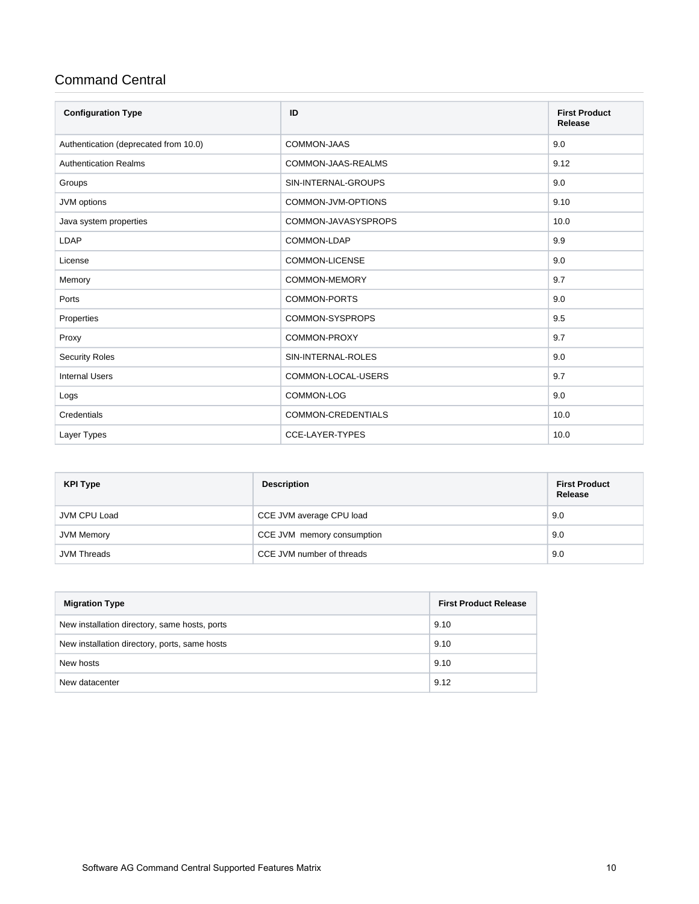## Command Central

| Configuration Type | ID | First Product Release |
| --- | --- | --- |
| Authentication (deprecated from 10.0) | COMMON-JAAS | 9.0 |
| Authentication Realms | COMMON-JAAS-REALMS | 9.12 |
| Groups | SIN-INTERNAL-GROUPS | 9.0 |
| JVM options | COMMON-JVM-OPTIONS | 9.10 |
| Java system properties | COMMON-JAVASYSPROPS | 10.0 |
| LDAP | COMMON-LDAP | 9.9 |
| License | COMMON-LICENSE | 9.0 |
| Memory | COMMON-MEMORY | 9.7 |
| Ports | COMMON-PORTS | 9.0 |
| Properties | COMMON-SYSPROPS | 9.5 |
| Proxy | COMMON-PROXY | 9.7 |
| Security Roles | SIN-INTERNAL-ROLES | 9.0 |
| Internal Users | COMMON-LOCAL-USERS | 9.7 |
| Logs | COMMON-LOG | 9.0 |
| Credentials | COMMON-CREDENTIALS | 10.0 |
| Layer Types | CCE-LAYER-TYPES | 10.0 |

| KPI Type | Description | First Product Release |
| --- | --- | --- |
| JVM CPU Load | CCE JVM average CPU load | 9.0 |
| JVM Memory | CCE JVM memory consumption | 9.0 |
| JVM Threads | CCE JVM number of threads | 9.0 |

| Migration Type | First Product Release |
| --- | --- |
| New installation directory, same hosts, ports | 9.10 |
| New installation directory, ports, same hosts | 9.10 |
| New hosts | 9.10 |
| New datacenter | 9.12 |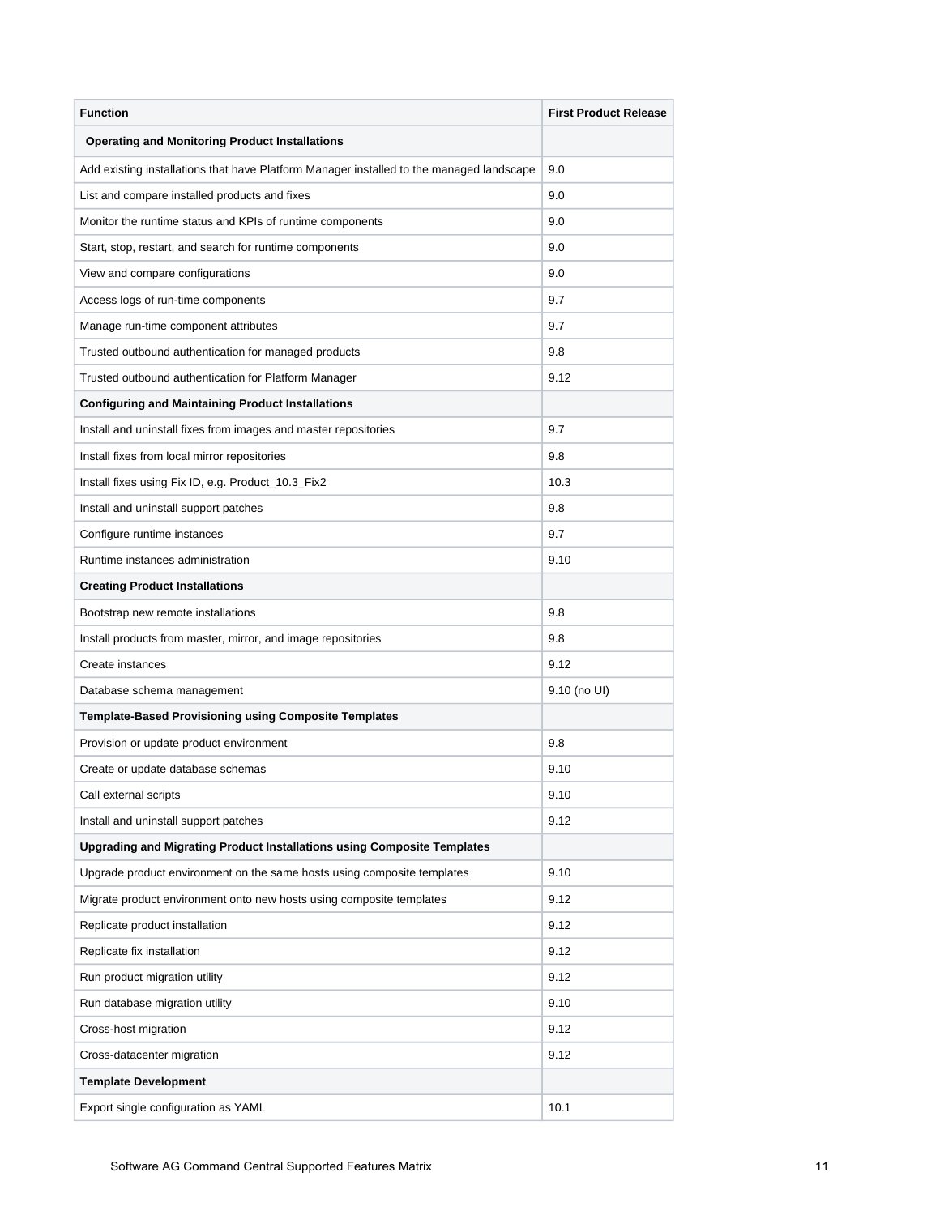| Function | First Product Release |
| --- | --- |
| **Operating and Monitoring Product Installations** | |
| Add existing installations that have Platform Manager installed to the managed landscape | 9.0 |
| List and compare installed products and fixes | 9.0 |
| Monitor the runtime status and KPIs of runtime components | 9.0 |
| Start, stop, restart, and search for runtime components | 9.0 |
| View and compare configurations | 9.0 |
| Access logs of run-time components | 9.7 |
| Manage run-time component attributes | 9.7 |
| Trusted outbound authentication for managed products | 9.8 |
| Trusted outbound authentication for Platform Manager | 9.12 |
| **Configuring and Maintaining Product Installations** | |
| Install and uninstall fixes from images and master repositories | 9.7 |
| Install fixes from local mirror repositories | 9.8 |
| Install fixes using Fix ID, e.g. Product_10.3_Fix2 | 10.3 |
| Install and uninstall support patches | 9.8 |
| Configure runtime instances | 9.7 |
| Runtime instances administration | 9.10 |
| **Creating Product Installations** | |
| Bootstrap new remote installations | 9.8 |
| Install products from master, mirror, and image repositories | 9.8 |
| Create instances | 9.12 |
| Database schema management | 9.10 (no UI) |
| **Template-Based Provisioning using Composite Templates** | |
| Provision or update product environment | 9.8 |
| Create or update database schemas | 9.10 |
| Call external scripts | 9.10 |
| Install and uninstall support patches | 9.12 |
| **Upgrading and Migrating Product Installations using Composite Templates** | |
| Upgrade product environment on the same hosts using composite templates | 9.10 |
| Migrate product environment onto new hosts using composite templates | 9.12 |
| Replicate product installation | 9.12 |
| Replicate fix installation | 9.12 |
| Run product migration utility | 9.12 |
| Run database migration utility | 9.10 |
| Cross-host migration | 9.12 |
| Cross-datacenter migration | 9.12 |
| **Template Development** | |
| Export single configuration as YAML | 10.1 |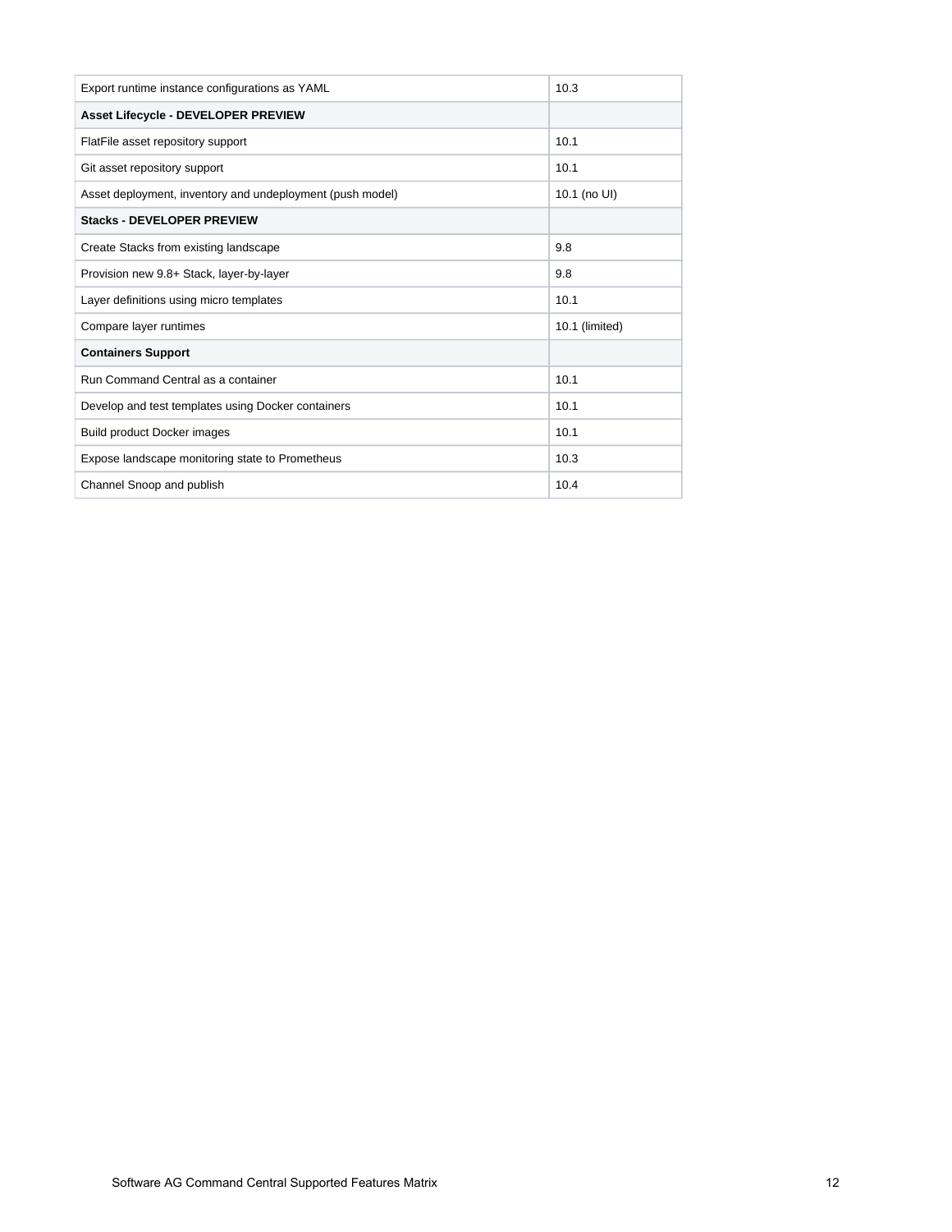| | |
|---|---|
| Export runtime instance configurations as YAML | 10.3 |
| **Asset Lifecycle - DEVELOPER PREVIEW** | |
| FlatFile asset repository support | 10.1 |
| Git asset repository support | 10.1 |
| Asset deployment, inventory and undeployment (push model) | 10.1 (no UI) |
| **Stacks - DEVELOPER PREVIEW** | |
| Create Stacks from existing landscape | 9.8 |
| Provision new 9.8+ Stack, layer-by-layer | 9.8 |
| Layer definitions using micro templates | 10.1 |
| Compare layer runtimes | 10.1 (limited) |
| **Containers Support** | |
| Run Command Central as a container | 10.1 |
| Develop and test templates using Docker containers | 10.1 |
| Build product Docker images | 10.1 |
| Expose landscape monitoring state to Prometheus | 10.3 |
| Channel Snoop and publish | 10.4 |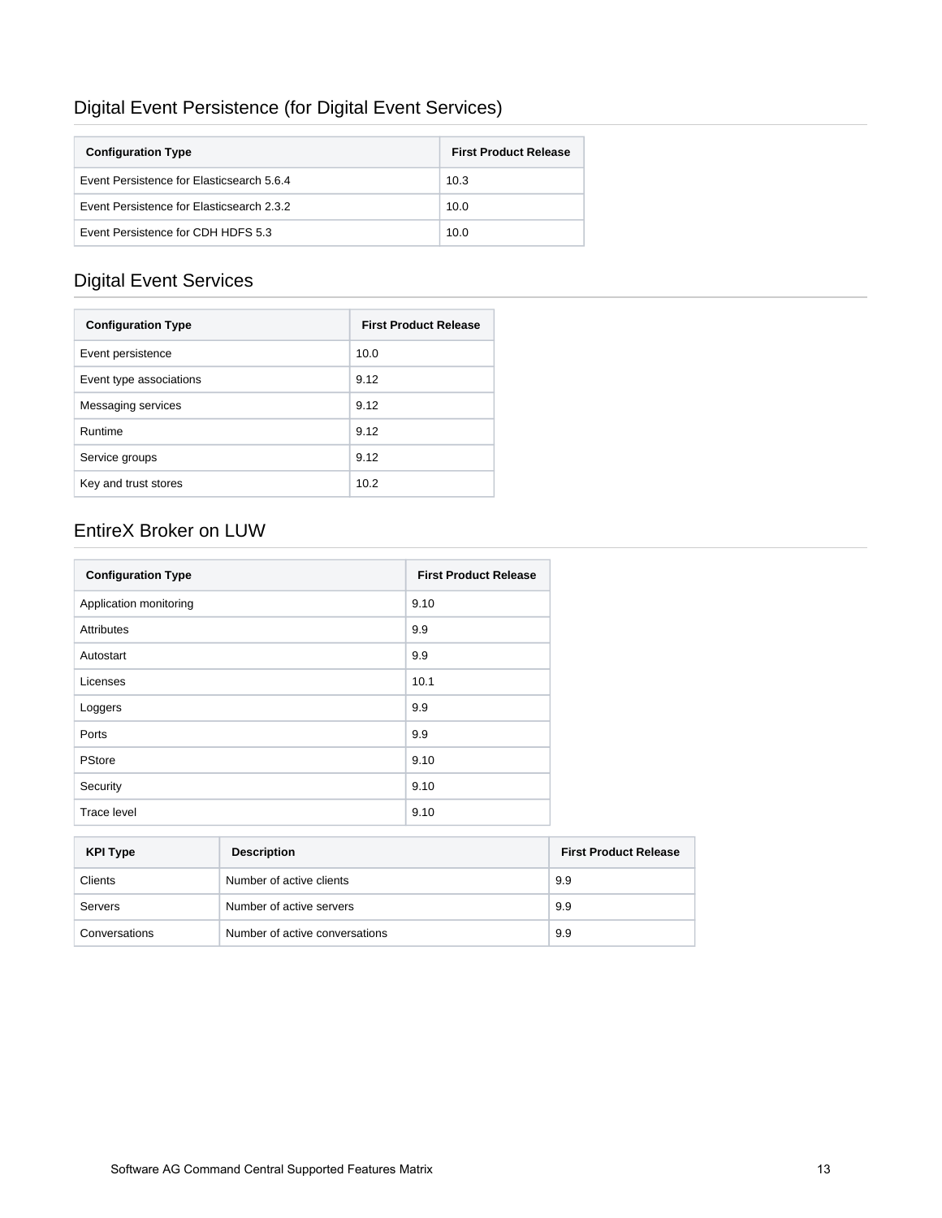## Digital Event Persistence (for Digital Event Services)

| Configuration Type | First Product Release |
| --- | --- |
| Event Persistence for Elasticsearch 5.6.4 | 10.3 |
| Event Persistence for Elasticsearch 2.3.2 | 10.0 |
| Event Persistence for CDH HDFS 5.3 | 10.0 |

## Digital Event Services

| Configuration Type | First Product Release |
| --- | --- |
| Event persistence | 10.0 |
| Event type associations | 9.12 |
| Messaging services | 9.12 |
| Runtime | 9.12 |
| Service groups | 9.12 |
| Key and trust stores | 10.2 |

## EntireX Broker on LUW

| Configuration Type | First Product Release |
| --- | --- |
| Application monitoring | 9.10 |
| Attributes | 9.9 |
| Autostart | 9.9 |
| Licenses | 10.1 |
| Loggers | 9.9 |
| Ports | 9.9 |
| PStore | 9.10 |
| Security | 9.10 |
| Trace level | 9.10 |

| KPI Type | Description | First Product Release |
| --- | --- | --- |
| Clients | Number of active clients | 9.9 |
| Servers | Number of active servers | 9.9 |
| Conversations | Number of active conversations | 9.9 |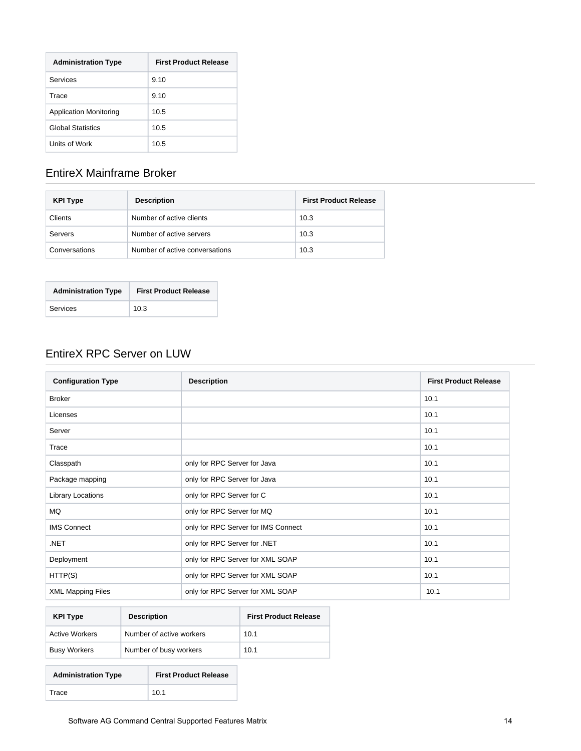| Administration Type | First Product Release |
| --- | --- |
| Services | 9.10 |
| Trace | 9.10 |
| Application Monitoring | 10.5 |
| Global Statistics | 10.5 |
| Units of Work | 10.5 |

## EntireX Mainframe Broker

| KPI Type | Description | First Product Release |
| --- | --- | --- |
| Clients | Number of active clients | 10.3 |
| Servers | Number of active servers | 10.3 |
| Conversations | Number of active conversations | 10.3 |

| Administration Type | First Product Release |
| --- | --- |
| Services | 10.3 |

## EntireX RPC Server on LUW

| Configuration Type | Description | First Product Release |
| --- | --- | --- |
| Broker | | 10.1 |
| Licenses | | 10.1 |
| Server | | 10.1 |
| Trace | | 10.1 |
| Classpath | only for RPC Server for Java | 10.1 |
| Package mapping | only for RPC Server for Java | 10.1 |
| Library Locations | only for RPC Server for C | 10.1 |
| MQ | only for RPC Server for MQ | 10.1 |
| IMS Connect | only for RPC Server for IMS Connect | 10.1 |
| .NET | only for RPC Server for .NET | 10.1 |
| Deployment | only for RPC Server for XML SOAP | 10.1 |
| HTTP(S) | only for RPC Server for XML SOAP | 10.1 |
| XML Mapping Files | only for RPC Server for XML SOAP | 10.1 |

| KPI Type | Description | First Product Release |
| --- | --- | --- |
| Active Workers | Number of active workers | 10.1 |
| Busy Workers | Number of busy workers | 10.1 |

| Administration Type | First Product Release |
| --- | --- |
| Trace | 10.1 |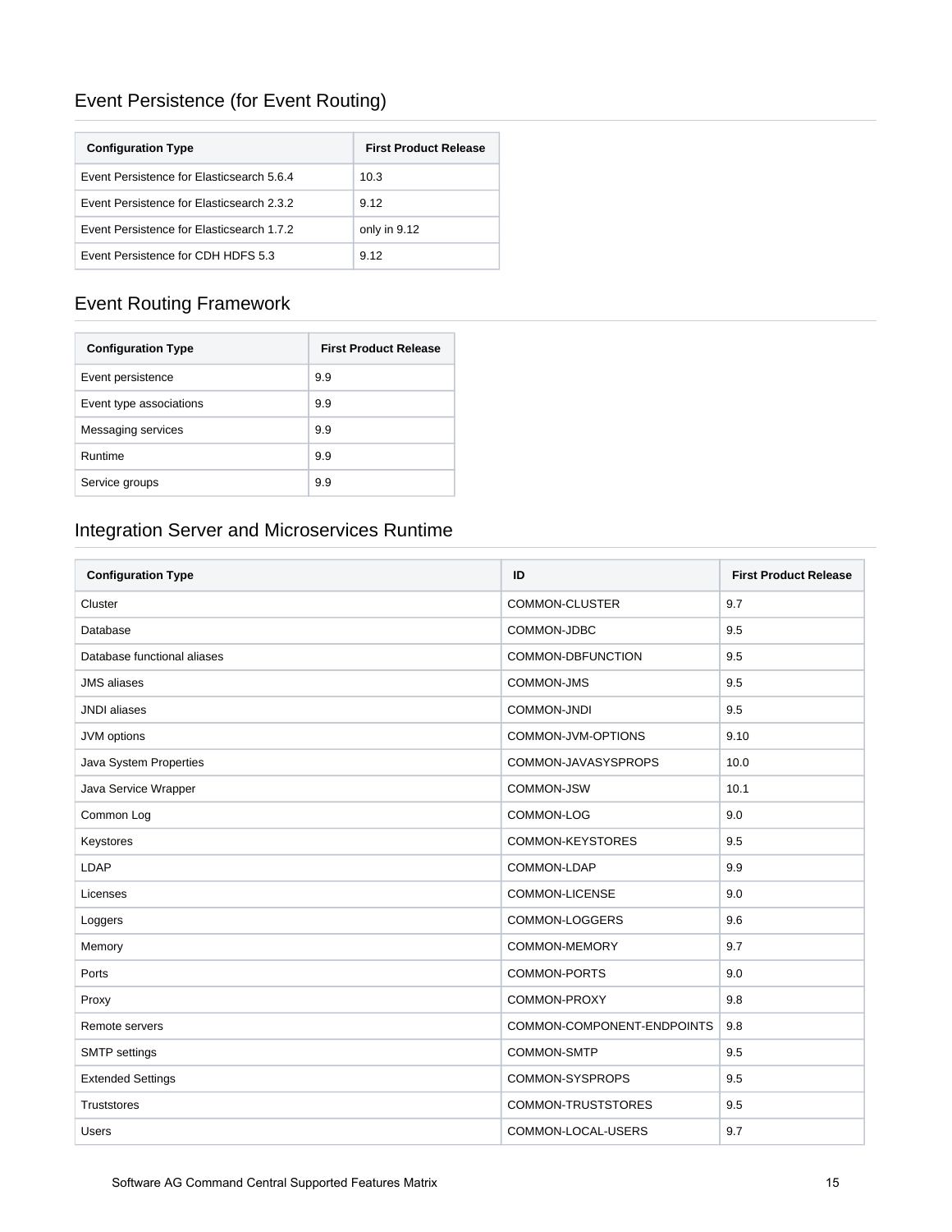## Event Persistence (for Event Routing)

| Configuration Type | First Product Release |
| --- | --- |
| Event Persistence for Elasticsearch 5.6.4 | 10.3 |
| Event Persistence for Elasticsearch 2.3.2 | 9.12 |
| Event Persistence for Elasticsearch 1.7.2 | only in 9.12 |
| Event Persistence for CDH HDFS 5.3 | 9.12 |

## Event Routing Framework

| Configuration Type | First Product Release |
| --- | --- |
| Event persistence | 9.9 |
| Event type associations | 9.9 |
| Messaging services | 9.9 |
| Runtime | 9.9 |
| Service groups | 9.9 |

## Integration Server and Microservices Runtime

| Configuration Type | ID | First Product Release |
| --- | --- | --- |
| Cluster | COMMON-CLUSTER | 9.7 |
| Database | COMMON-JDBC | 9.5 |
| Database functional aliases | COMMON-DBFUNCTION | 9.5 |
| JMS aliases | COMMON-JMS | 9.5 |
| JNDI aliases | COMMON-JNDI | 9.5 |
| JVM options | COMMON-JVM-OPTIONS | 9.10 |
| Java System Properties | COMMON-JAVASYSPROPS | 10.0 |
| Java Service Wrapper | COMMON-JSW | 10.1 |
| Common Log | COMMON-LOG | 9.0 |
| Keystores | COMMON-KEYSTORES | 9.5 |
| LDAP | COMMON-LDAP | 9.9 |
| Licenses | COMMON-LICENSE | 9.0 |
| Loggers | COMMON-LOGGERS | 9.6 |
| Memory | COMMON-MEMORY | 9.7 |
| Ports | COMMON-PORTS | 9.0 |
| Proxy | COMMON-PROXY | 9.8 |
| Remote servers | COMMON-COMPONENT-ENDPOINTS | 9.8 |
| SMTP settings | COMMON-SMTP | 9.5 |
| Extended Settings | COMMON-SYSPROPS | 9.5 |
| Truststores | COMMON-TRUSTSTORES | 9.5 |
| Users | COMMON-LOCAL-USERS | 9.7 |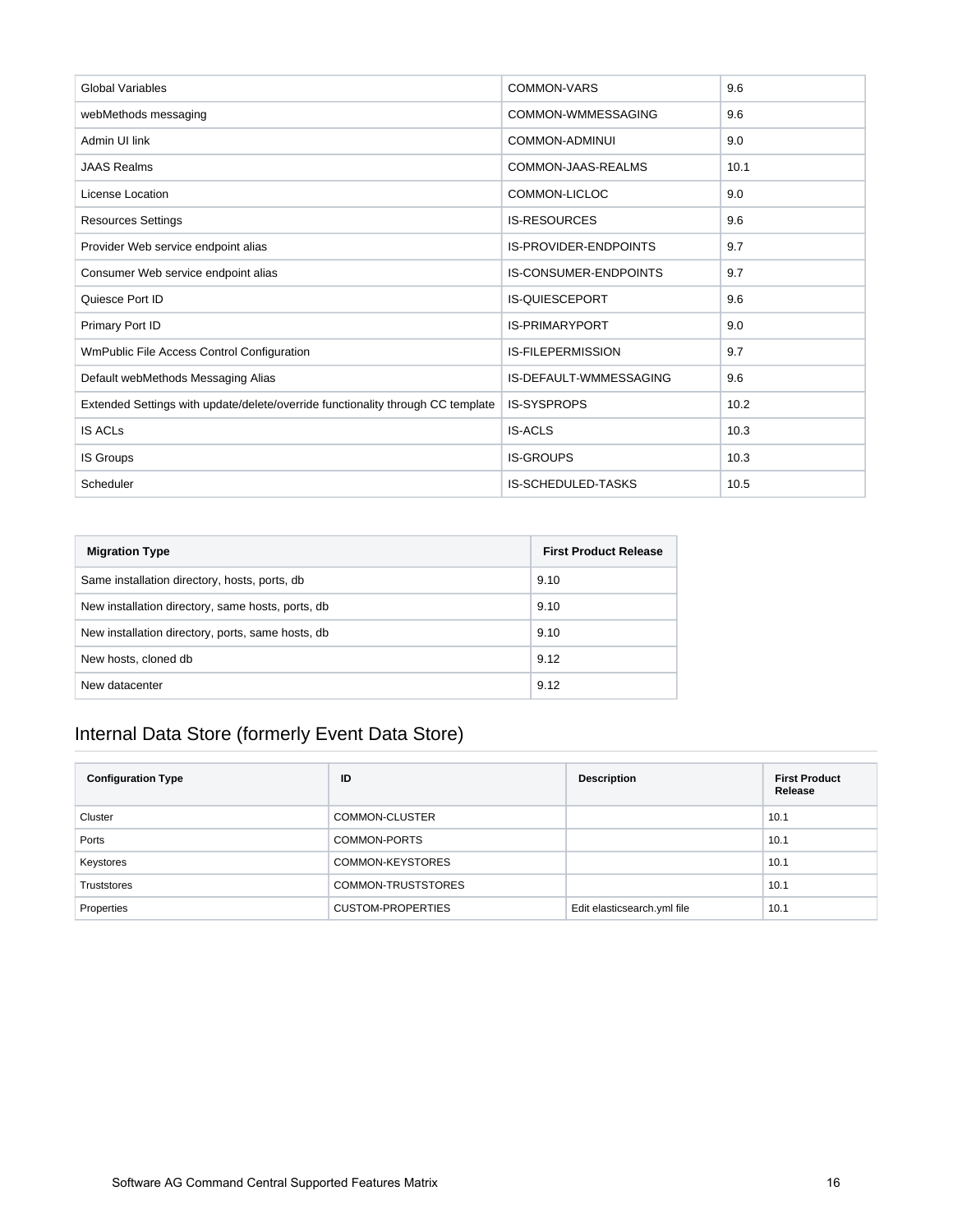| Global Variables | COMMON-VARS | 9.6 |
|---|---|---|
| webMethods messaging | COMMON-WMMESSAGING | 9.6 |
| Admin UI link | COMMON-ADMINUI | 9.0 |
| JAAS Realms | COMMON-JAAS-REALMS | 10.1 |
| License Location | COMMON-LICLOC | 9.0 |
| Resources Settings | IS-RESOURCES | 9.6 |
| Provider Web service endpoint alias | IS-PROVIDER-ENDPOINTS | 9.7 |
| Consumer Web service endpoint alias | IS-CONSUMER-ENDPOINTS | 9.7 |
| Quiesce Port ID | IS-QUIESCEPORT | 9.6 |
| Primary Port ID | IS-PRIMARYPORT | 9.0 |
| WmPublic File Access Control Configuration | IS-FILEPERMISSION | 9.7 |
| Default webMethods Messaging Alias | IS-DEFAULT-WMMESSAGING | 9.6 |
| Extended Settings with update/delete/override functionality through CC template | IS-SYSPROPS | 10.2 |
| IS ACLs | IS-ACLS | 10.3 |
| IS Groups | IS-GROUPS | 10.3 |
| Scheduler | IS-SCHEDULED-TASKS | 10.5 |

| Migration Type | First Product Release |
|---|---|
| Same installation directory, hosts, ports, db | 9.10 |
| New installation directory, same hosts, ports, db | 9.10 |
| New installation directory, ports, same hosts, db | 9.10 |
| New hosts, cloned db | 9.12 |
| New datacenter | 9.12 |

## Internal Data Store (formerly Event Data Store)

| Configuration Type | ID | Description | First Product Release |
|---|---|---|---|
| Cluster | COMMON-CLUSTER | | 10.1 |
| Ports | COMMON-PORTS | | 10.1 |
| Keystores | COMMON-KEYSTORES | | 10.1 |
| Truststores | COMMON-TRUSTSTORES | | 10.1 |
| Properties | CUSTOM-PROPERTIES | Edit elasticsearch.yml file | 10.1 |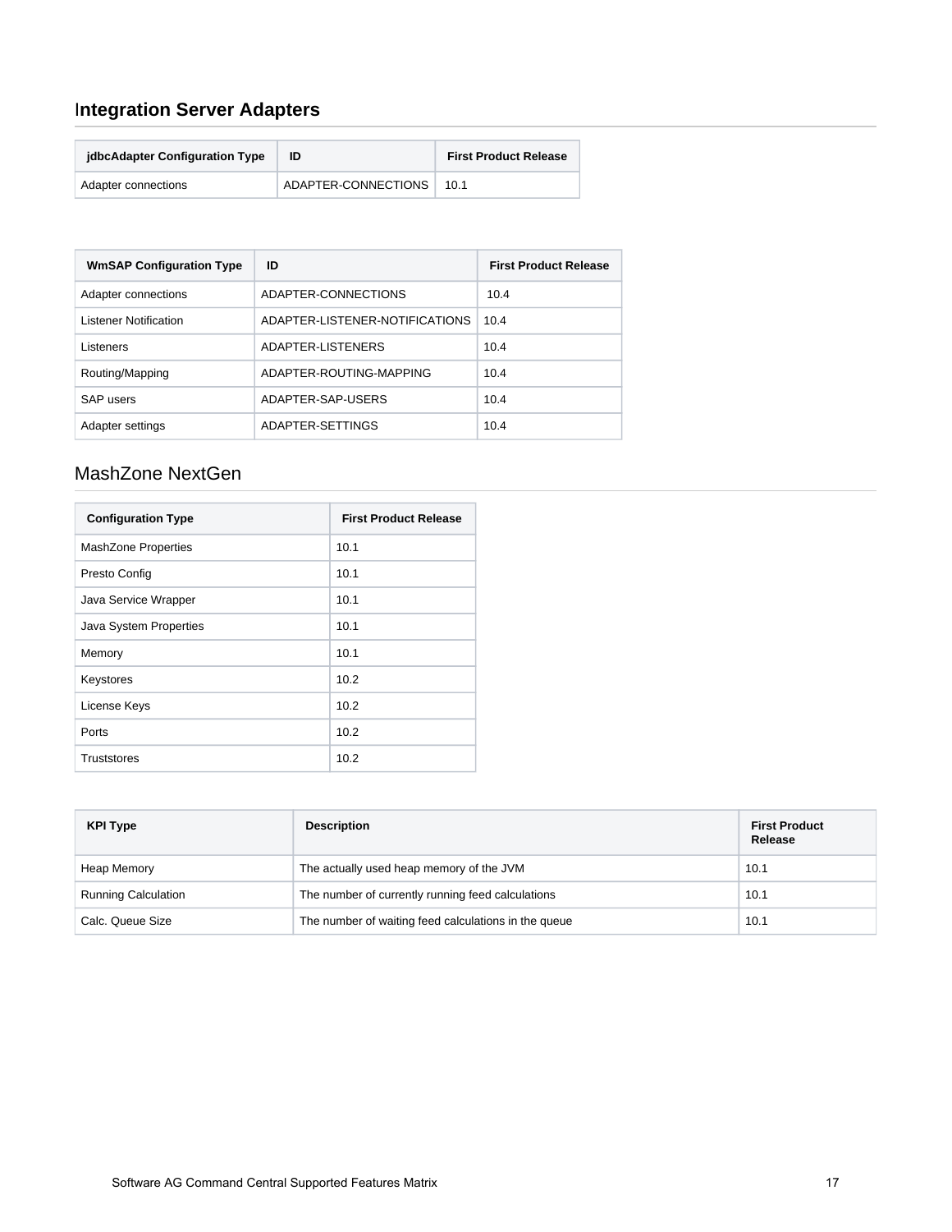## Integration Server Adapters

| jdbcAdapter Configuration Type | ID | First Product Release |
|---|---|---|
| Adapter connections | ADAPTER-CONNECTIONS | 10.1 |

| WmSAP Configuration Type | ID | First Product Release |
|---|---|---|
| Adapter connections | ADAPTER-CONNECTIONS | 10.4 |
| Listener Notification | ADAPTER-LISTENER-NOTIFICATIONS | 10.4 |
| Listeners | ADAPTER-LISTENERS | 10.4 |
| Routing/Mapping | ADAPTER-ROUTING-MAPPING | 10.4 |
| SAP users | ADAPTER-SAP-USERS | 10.4 |
| Adapter settings | ADAPTER-SETTINGS | 10.4 |

## MashZone NextGen

| Configuration Type | First Product Release |
|---|---|
| MashZone Properties | 10.1 |
| Presto Config | 10.1 |
| Java Service Wrapper | 10.1 |
| Java System Properties | 10.1 |
| Memory | 10.1 |
| Keystores | 10.2 |
| License Keys | 10.2 |
| Ports | 10.2 |
| Truststores | 10.2 |

| KPI Type | Description | First Product Release |
|---|---|---|
| Heap Memory | The actually used heap memory of the JVM | 10.1 |
| Running Calculation | The number of currently running feed calculations | 10.1 |
| Calc. Queue Size | The number of waiting feed calculations in the queue | 10.1 |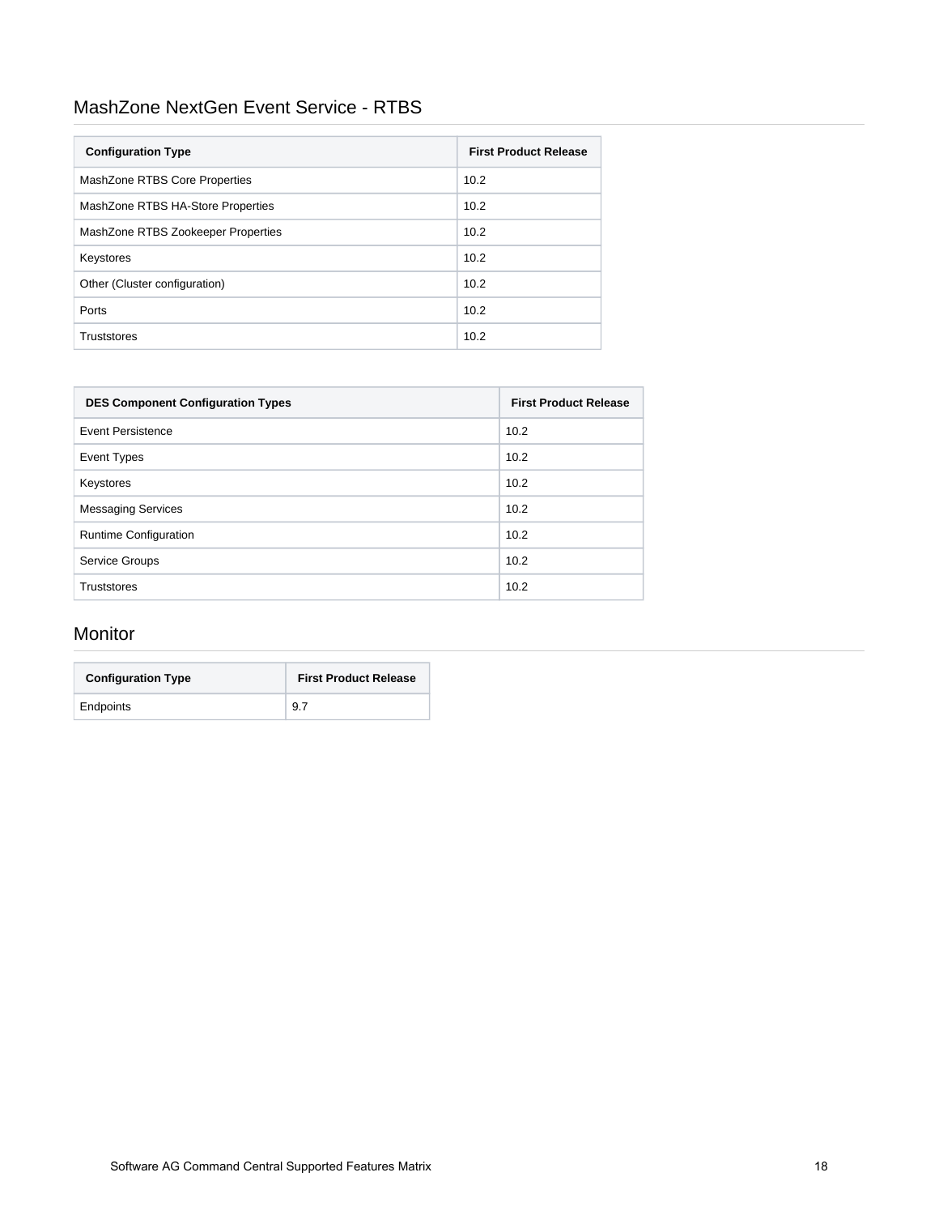## MashZone NextGen Event Service - RTBS

| Configuration Type | First Product Release |
|---|---|
| MashZone RTBS Core Properties | 10.2 |
| MashZone RTBS HA-Store Properties | 10.2 |
| MashZone RTBS Zookeeper Properties | 10.2 |
| Keystores | 10.2 |
| Other (Cluster configuration) | 10.2 |
| Ports | 10.2 |
| Truststores | 10.2 |

| DES Component Configuration Types | First Product Release |
|---|---|
| Event Persistence | 10.2 |
| Event Types | 10.2 |
| Keystores | 10.2 |
| Messaging Services | 10.2 |
| Runtime Configuration | 10.2 |
| Service Groups | 10.2 |
| Truststores | 10.2 |

## Monitor

| Configuration Type | First Product Release |
|---|---|
| Endpoints | 9.7 |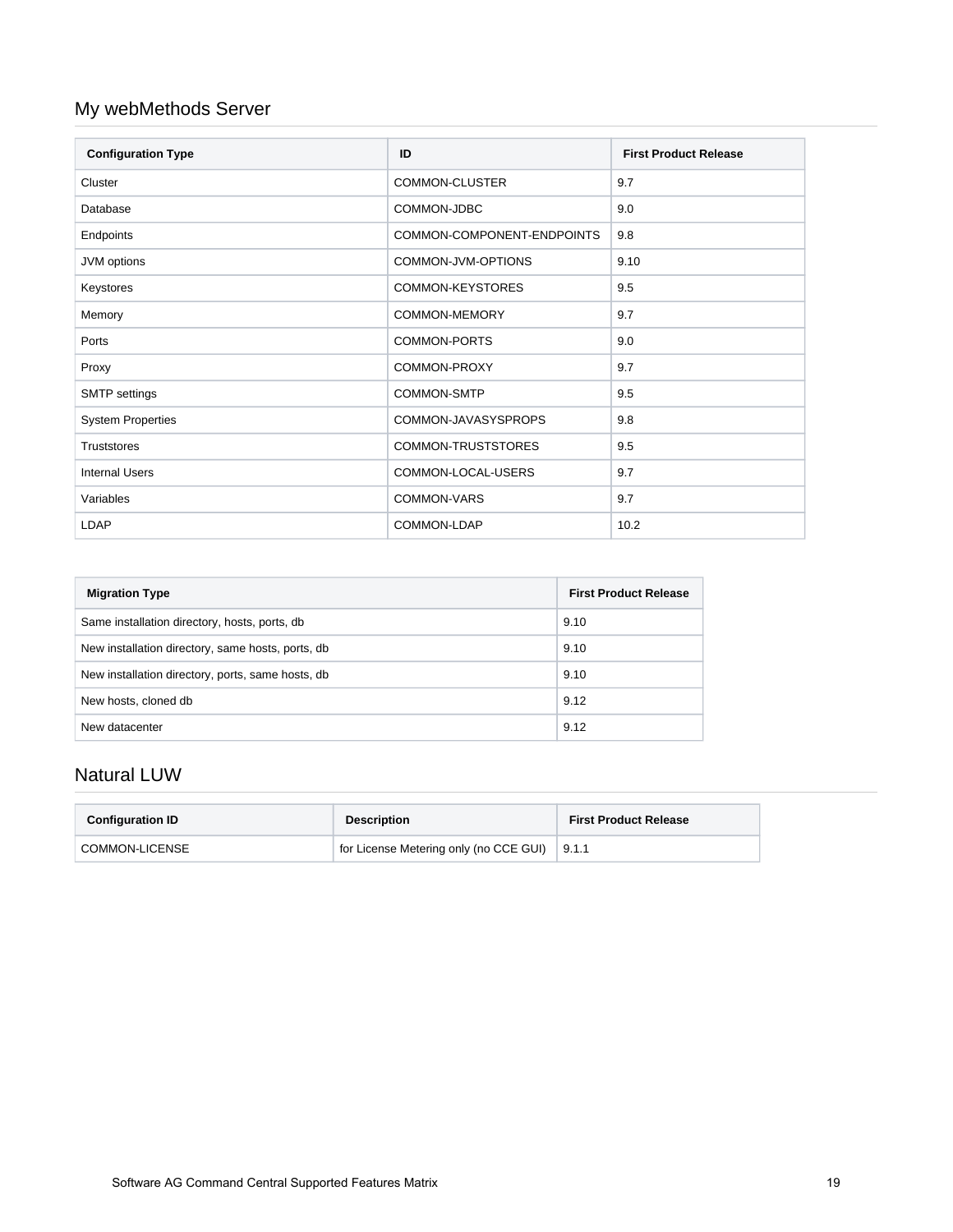## My webMethods Server

| Configuration Type | ID | First Product Release |
|---|---|---|
| Cluster | COMMON-CLUSTER | 9.7 |
| Database | COMMON-JDBC | 9.0 |
| Endpoints | COMMON-COMPONENT-ENDPOINTS | 9.8 |
| JVM options | COMMON-JVM-OPTIONS | 9.10 |
| Keystores | COMMON-KEYSTORES | 9.5 |
| Memory | COMMON-MEMORY | 9.7 |
| Ports | COMMON-PORTS | 9.0 |
| Proxy | COMMON-PROXY | 9.7 |
| SMTP settings | COMMON-SMTP | 9.5 |
| System Properties | COMMON-JAVASYSPROPS | 9.8 |
| Truststores | COMMON-TRUSTSTORES | 9.5 |
| Internal Users | COMMON-LOCAL-USERS | 9.7 |
| Variables | COMMON-VARS | 9.7 |
| LDAP | COMMON-LDAP | 10.2 |

| Migration Type | First Product Release |
|---|---|
| Same installation directory, hosts, ports, db | 9.10 |
| New installation directory, same hosts, ports, db | 9.10 |
| New installation directory, ports, same hosts, db | 9.10 |
| New hosts, cloned db | 9.12 |
| New datacenter | 9.12 |

## Natural LUW

| Configuration ID | Description | First Product Release |
|---|---|---|
| COMMON-LICENSE | for License Metering only (no CCE GUI) | 9.1.1 |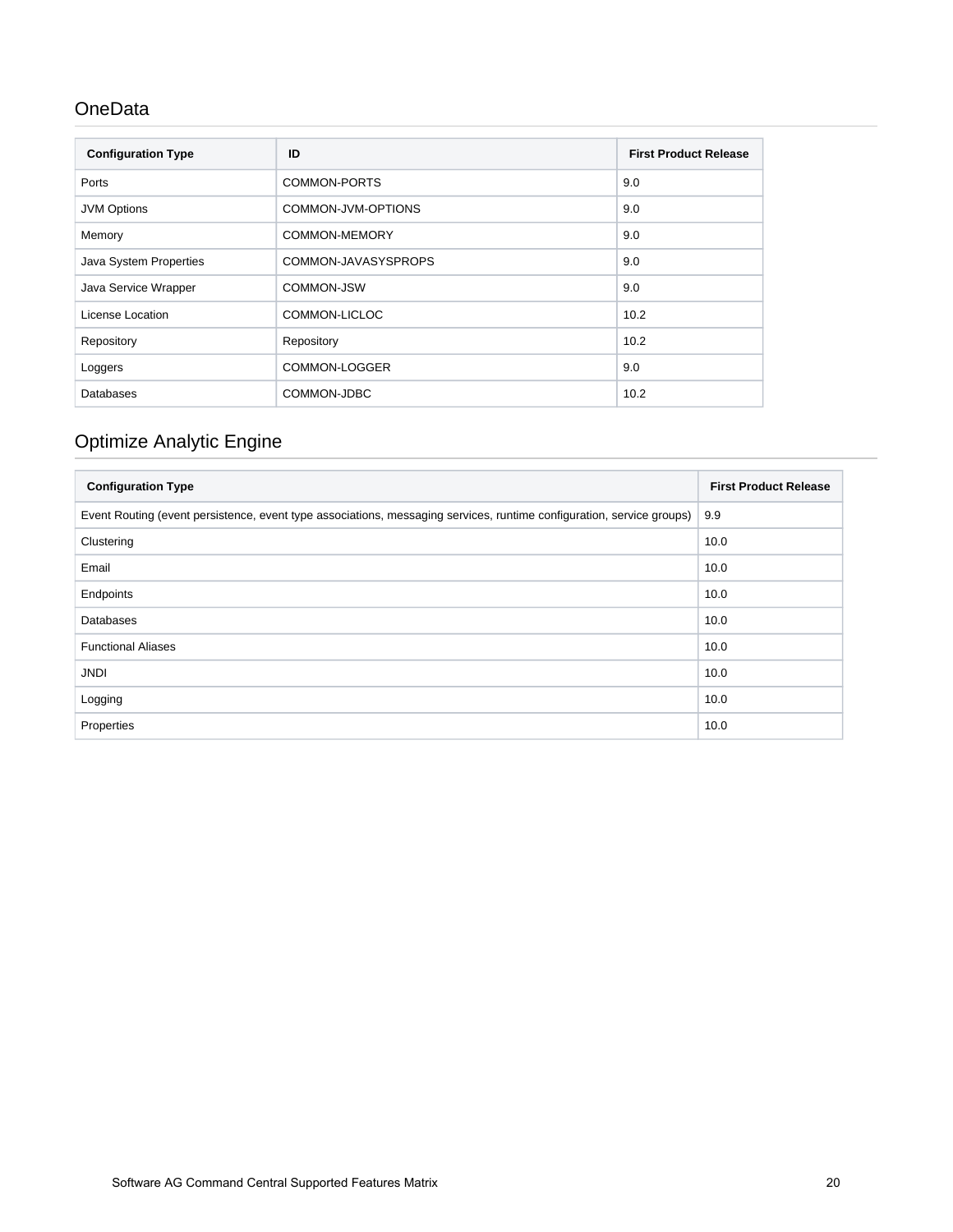## OneData

| Configuration Type | ID | First Product Release |
|---|---|---|
| Ports | COMMON-PORTS | 9.0 |
| JVM Options | COMMON-JVM-OPTIONS | 9.0 |
| Memory | COMMON-MEMORY | 9.0 |
| Java System Properties | COMMON-JAVASYSPROPS | 9.0 |
| Java Service Wrapper | COMMON-JSW | 9.0 |
| License Location | COMMON-LICLOC | 10.2 |
| Repository | Repository | 10.2 |
| Loggers | COMMON-LOGGER | 9.0 |
| Databases | COMMON-JDBC | 10.2 |

## Optimize Analytic Engine

| Configuration Type | First Product Release |
|---|---|
| Event Routing (event persistence, event type associations, messaging services, runtime configuration, service groups) | 9.9 |
| Clustering | 10.0 |
| Email | 10.0 |
| Endpoints | 10.0 |
| Databases | 10.0 |
| Functional Aliases | 10.0 |
| JNDI | 10.0 |
| Logging | 10.0 |
| Properties | 10.0 |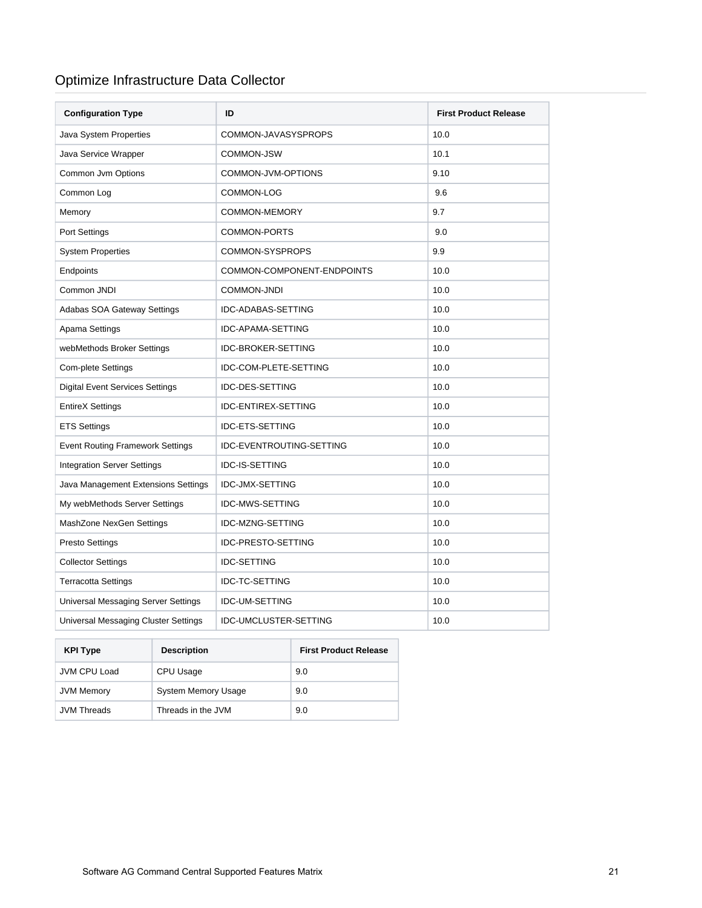## Optimize Infrastructure Data Collector

| Configuration Type | ID | First Product Release |
|---|---|---|
| Java System Properties | COMMON-JAVASYSPROPS | 10.0 |
| Java Service Wrapper | COMMON-JSW | 10.1 |
| Common Jvm Options | COMMON-JVM-OPTIONS | 9.10 |
| Common Log | COMMON-LOG | 9.6 |
| Memory | COMMON-MEMORY | 9.7 |
| Port Settings | COMMON-PORTS | 9.0 |
| System Properties | COMMON-SYSPROPS | 9.9 |
| Endpoints | COMMON-COMPONENT-ENDPOINTS | 10.0 |
| Common JNDI | COMMON-JNDI | 10.0 |
| Adabas SOA Gateway Settings | IDC-ADABAS-SETTING | 10.0 |
| Apama Settings | IDC-APAMA-SETTING | 10.0 |
| webMethods Broker Settings | IDC-BROKER-SETTING | 10.0 |
| Com-plete Settings | IDC-COM-PLETE-SETTING | 10.0 |
| Digital Event Services Settings | IDC-DES-SETTING | 10.0 |
| EntireX Settings | IDC-ENTIREX-SETTING | 10.0 |
| ETS Settings | IDC-ETS-SETTING | 10.0 |
| Event Routing Framework Settings | IDC-EVENTROUTING-SETTING | 10.0 |
| Integration Server Settings | IDC-IS-SETTING | 10.0 |
| Java Management Extensions Settings | IDC-JMX-SETTING | 10.0 |
| My webMethods Server Settings | IDC-MWS-SETTING | 10.0 |
| MashZone NexGen Settings | IDC-MZNG-SETTING | 10.0 |
| Presto Settings | IDC-PRESTO-SETTING | 10.0 |
| Collector Settings | IDC-SETTING | 10.0 |
| Terracotta Settings | IDC-TC-SETTING | 10.0 |
| Universal Messaging Server Settings | IDC-UM-SETTING | 10.0 |
| Universal Messaging Cluster Settings | IDC-UMCLUSTER-SETTING | 10.0 |

| KPI Type | Description | First Product Release |
|---|---|---|
| JVM CPU Load | CPU Usage | 9.0 |
| JVM Memory | System Memory Usage | 9.0 |
| JVM Threads | Threads in the JVM | 9.0 |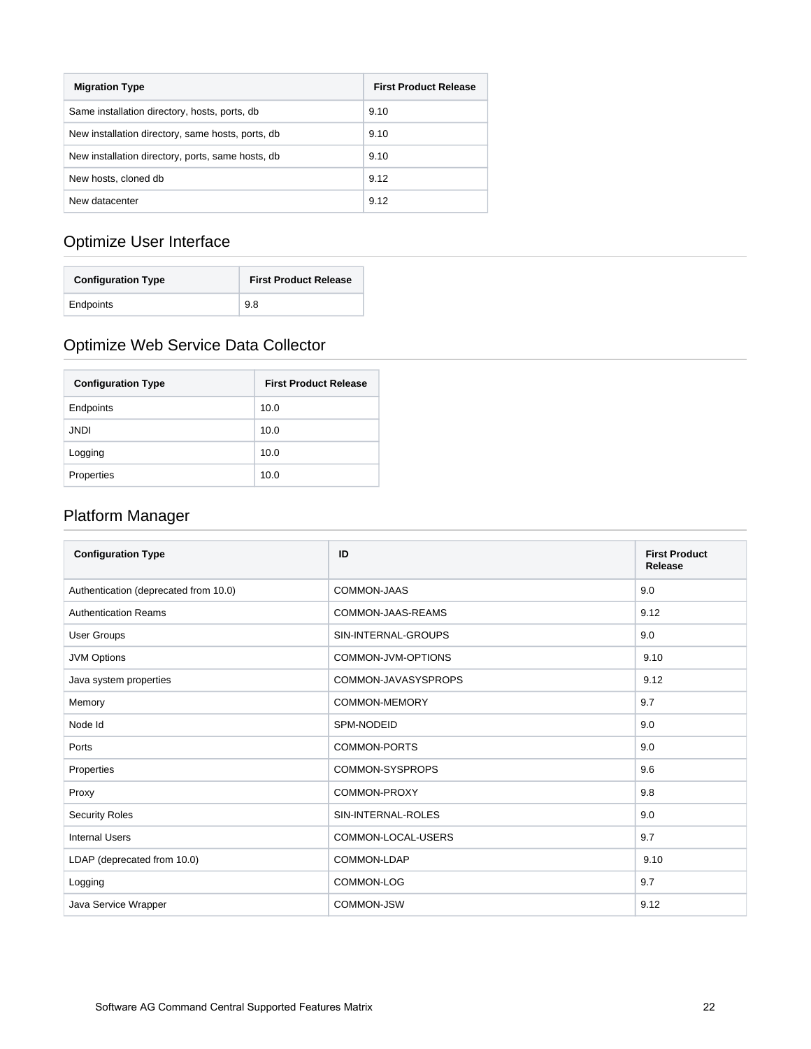| Migration Type | First Product Release |
| --- | --- |
| Same installation directory, hosts, ports, db | 9.10 |
| New installation directory, same hosts, ports, db | 9.10 |
| New installation directory, ports, same hosts, db | 9.10 |
| New hosts, cloned db | 9.12 |
| New datacenter | 9.12 |

## Optimize User Interface

| Configuration Type | First Product Release |
| --- | --- |
| Endpoints | 9.8 |

## Optimize Web Service Data Collector

| Configuration Type | First Product Release |
| --- | --- |
| Endpoints | 10.0 |
| JNDI | 10.0 |
| Logging | 10.0 |
| Properties | 10.0 |

## Platform Manager

| Configuration Type | ID | First Product Release |
| --- | --- | --- |
| Authentication (deprecated from 10.0) | COMMON-JAAS | 9.0 |
| Authentication Reams | COMMON-JAAS-REAMS | 9.12 |
| User Groups | SIN-INTERNAL-GROUPS | 9.0 |
| JVM Options | COMMON-JVM-OPTIONS | 9.10 |
| Java system properties | COMMON-JAVASYSPROPS | 9.12 |
| Memory | COMMON-MEMORY | 9.7 |
| Node Id | SPM-NODEID | 9.0 |
| Ports | COMMON-PORTS | 9.0 |
| Properties | COMMON-SYSPROPS | 9.6 |
| Proxy | COMMON-PROXY | 9.8 |
| Security Roles | SIN-INTERNAL-ROLES | 9.0 |
| Internal Users | COMMON-LOCAL-USERS | 9.7 |
| LDAP (deprecated from 10.0) | COMMON-LDAP | 9.10 |
| Logging | COMMON-LOG | 9.7 |
| Java Service Wrapper | COMMON-JSW | 9.12 |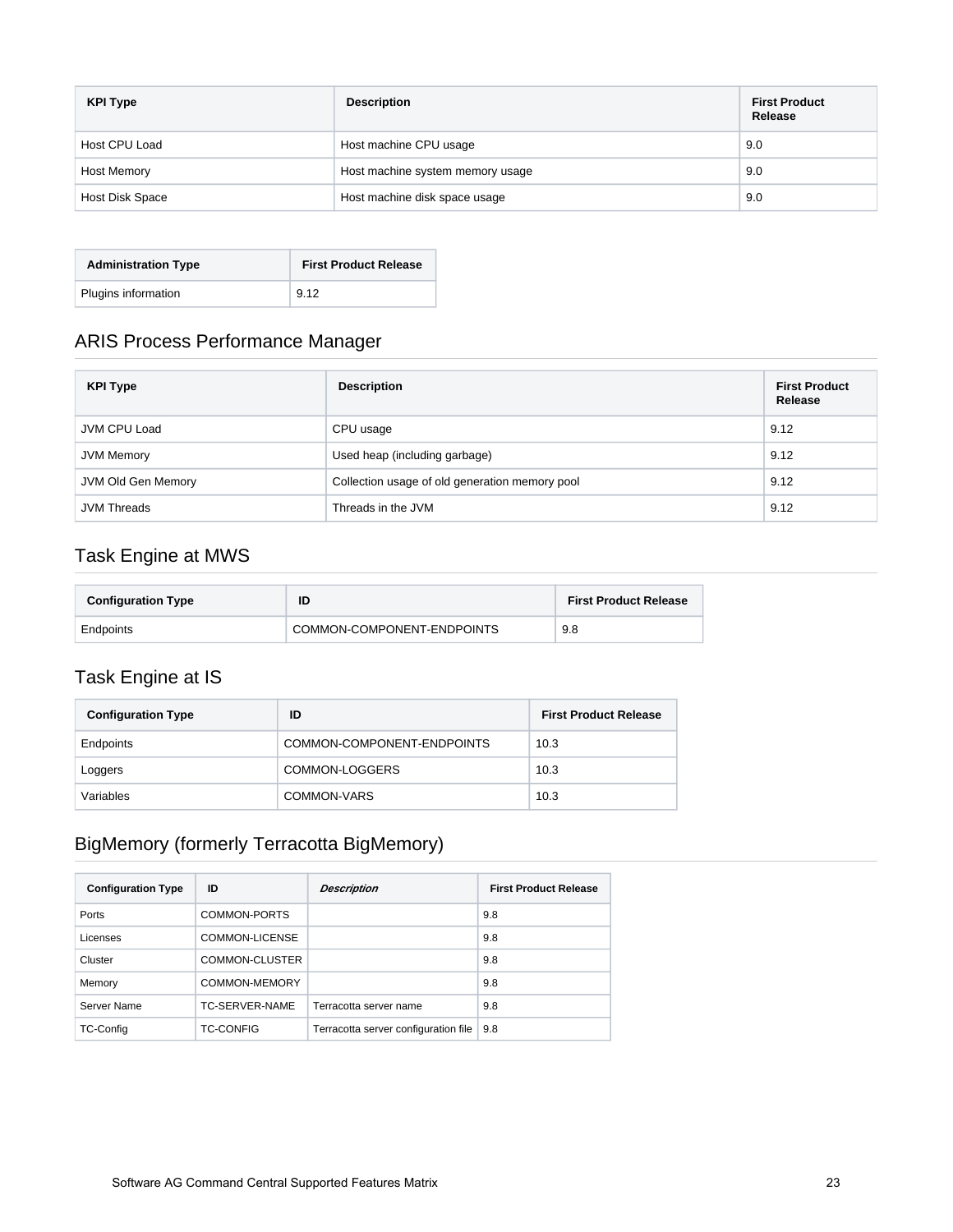| KPI Type | Description | First Product Release |
| --- | --- | --- |
| Host CPU Load | Host machine CPU usage | 9.0 |
| Host Memory | Host machine system memory usage | 9.0 |
| Host Disk Space | Host machine disk space usage | 9.0 |

| Administration Type | First Product Release |
| --- | --- |
| Plugins information | 9.12 |

## ARIS Process Performance Manager

| KPI Type | Description | First Product Release |
| --- | --- | --- |
| JVM CPU Load | CPU usage | 9.12 |
| JVM Memory | Used heap (including garbage) | 9.12 |
| JVM Old Gen Memory | Collection usage of old generation memory pool | 9.12 |
| JVM Threads | Threads in the JVM | 9.12 |

## Task Engine at MWS

| Configuration Type | ID | First Product Release |
| --- | --- | --- |
| Endpoints | COMMON-COMPONENT-ENDPOINTS | 9.8 |

## Task Engine at IS

| Configuration Type | ID | First Product Release |
| --- | --- | --- |
| Endpoints | COMMON-COMPONENT-ENDPOINTS | 10.3 |
| Loggers | COMMON-LOGGERS | 10.3 |
| Variables | COMMON-VARS | 10.3 |

## BigMemory (formerly Terracotta BigMemory)

| Configuration Type | ID | *Description* | First Product Release |
| --- | --- | --- | --- |
| Ports | COMMON-PORTS | | 9.8 |
| Licenses | COMMON-LICENSE | | 9.8 |
| Cluster | COMMON-CLUSTER | | 9.8 |
| Memory | COMMON-MEMORY | | 9.8 |
| Server Name | TC-SERVER-NAME | Terracotta server name | 9.8 |
| TC-Config | TC-CONFIG | Terracotta server configuration file | 9.8 |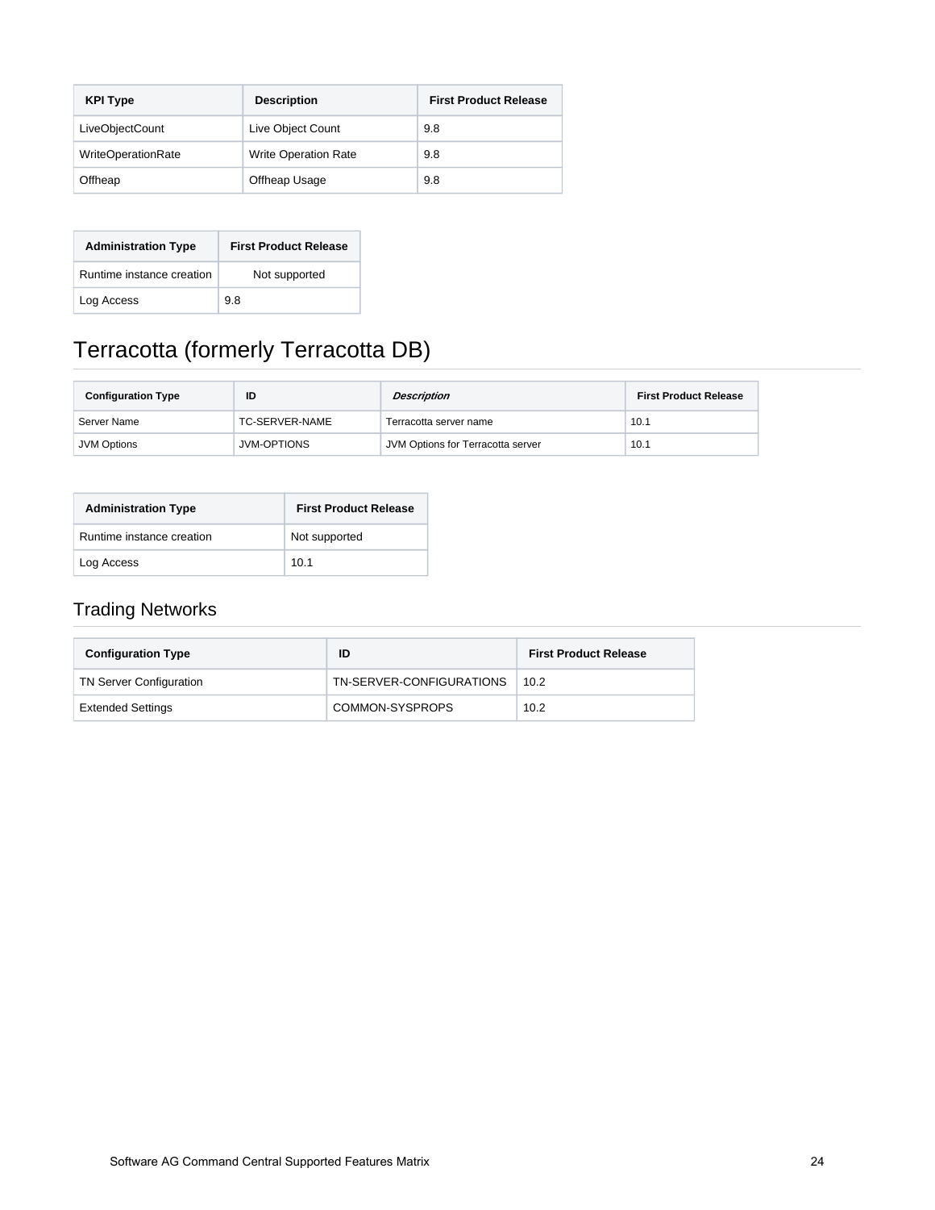| KPI Type | Description | First Product Release |
| --- | --- | --- |
| LiveObjectCount | Live Object Count | 9.8 |
| WriteOperationRate | Write Operation Rate | 9.8 |
| Offheap | Offheap Usage | 9.8 |

| Administration Type | First Product Release |
| --- | --- |
| Runtime instance creation | Not supported |
| Log Access | 9.8 |

# Terracotta (formerly Terracotta DB)

| Configuration Type | ID | *Description* | First Product Release |
| --- | --- | --- | --- |
| Server Name | TC-SERVER-NAME | Terracotta server name | 10.1 |
| JVM Options | JVM-OPTIONS | JVM Options for Terracotta server | 10.1 |

| Administration Type | First Product Release |
| --- | --- |
| Runtime instance creation | Not supported |
| Log Access | 10.1 |

## Trading Networks

| Configuration Type | ID | First Product Release |
| --- | --- | --- |
| TN Server Configuration | TN-SERVER-CONFIGURATIONS | 10.2 |
| Extended Settings | COMMON-SYSPROPS | 10.2 |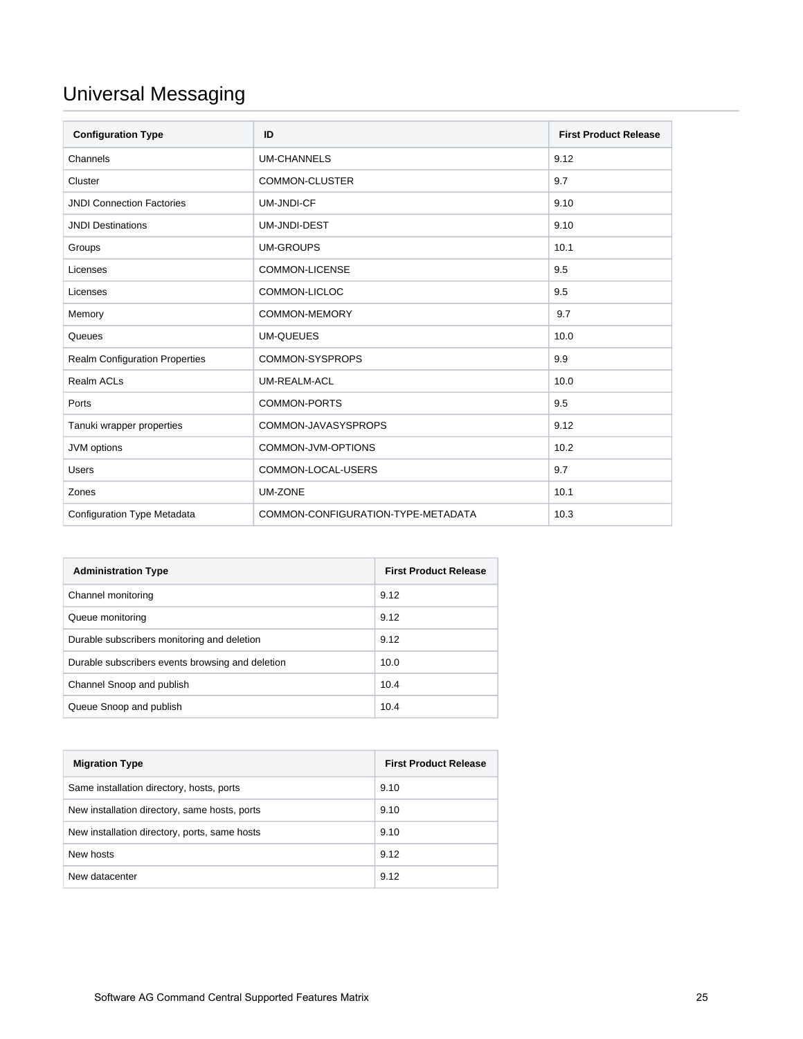# Universal Messaging

| Configuration Type | ID | First Product Release |
| --- | --- | --- |
| Channels | UM-CHANNELS | 9.12 |
| Cluster | COMMON-CLUSTER | 9.7 |
| JNDI Connection Factories | UM-JNDI-CF | 9.10 |
| JNDI Destinations | UM-JNDI-DEST | 9.10 |
| Groups | UM-GROUPS | 10.1 |
| Licenses | COMMON-LICENSE | 9.5 |
| Licenses | COMMON-LICLOC | 9.5 |
| Memory | COMMON-MEMORY | 9.7 |
| Queues | UM-QUEUES | 10.0 |
| Realm Configuration Properties | COMMON-SYSPROPS | 9.9 |
| Realm ACLs | UM-REALM-ACL | 10.0 |
| Ports | COMMON-PORTS | 9.5 |
| Tanuki wrapper properties | COMMON-JAVASYSPROPS | 9.12 |
| JVM options | COMMON-JVM-OPTIONS | 10.2 |
| Users | COMMON-LOCAL-USERS | 9.7 |
| Zones | UM-ZONE | 10.1 |
| Configuration Type Metadata | COMMON-CONFIGURATION-TYPE-METADATA | 10.3 |

| Administration Type | First Product Release |
| --- | --- |
| Channel monitoring | 9.12 |
| Queue monitoring | 9.12 |
| Durable subscribers monitoring and deletion | 9.12 |
| Durable subscribers events browsing and deletion | 10.0 |
| Channel Snoop and publish | 10.4 |
| Queue Snoop and publish | 10.4 |

| Migration Type | First Product Release |
| --- | --- |
| Same installation directory, hosts, ports | 9.10 |
| New installation directory, same hosts, ports | 9.10 |
| New installation directory, ports, same hosts | 9.10 |
| New hosts | 9.12 |
| New datacenter | 9.12 |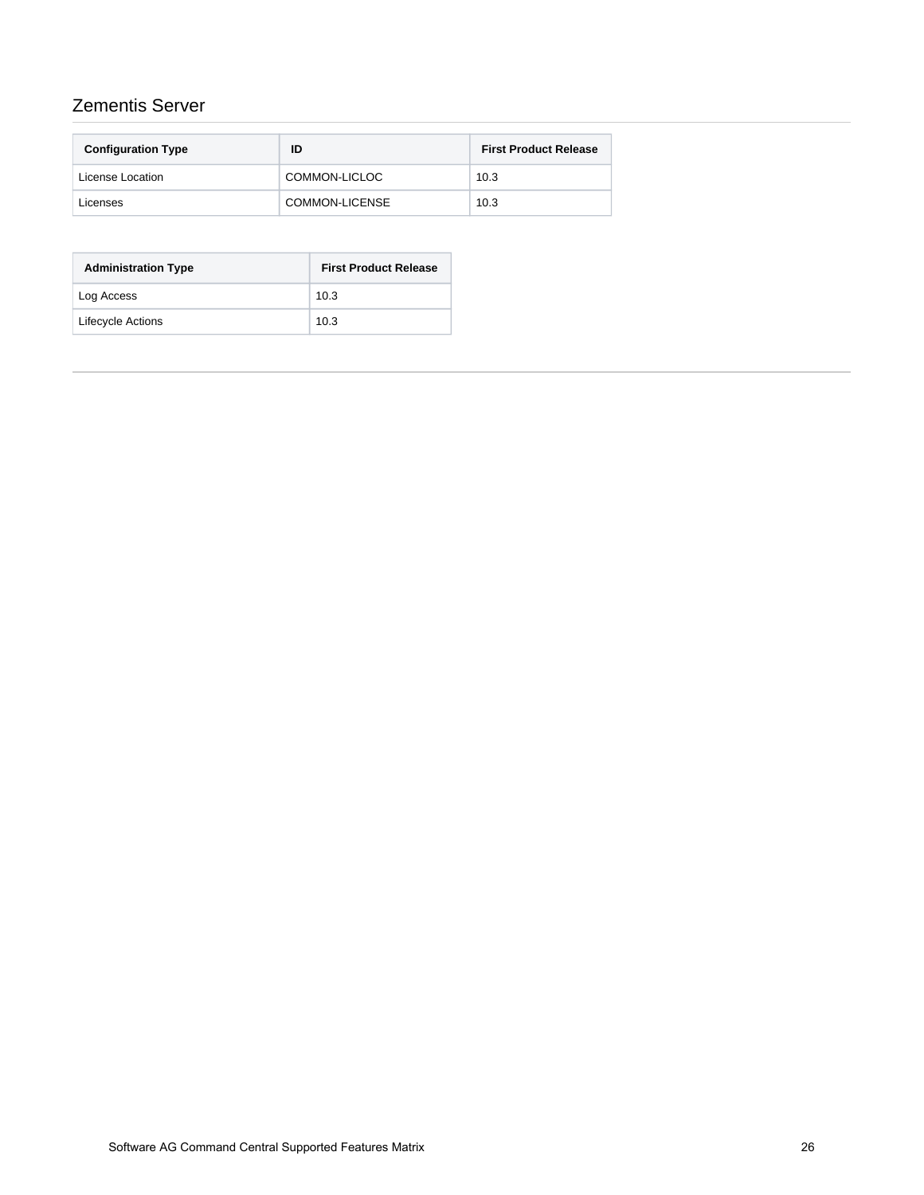## Zementis Server

| Configuration Type | ID | First Product Release |
| --- | --- | --- |
| License Location | COMMON-LICLOC | 10.3 |
| Licenses | COMMON-LICENSE | 10.3 |

| Administration Type | First Product Release |
| --- | --- |
| Log Access | 10.3 |
| Lifecycle Actions | 10.3 |